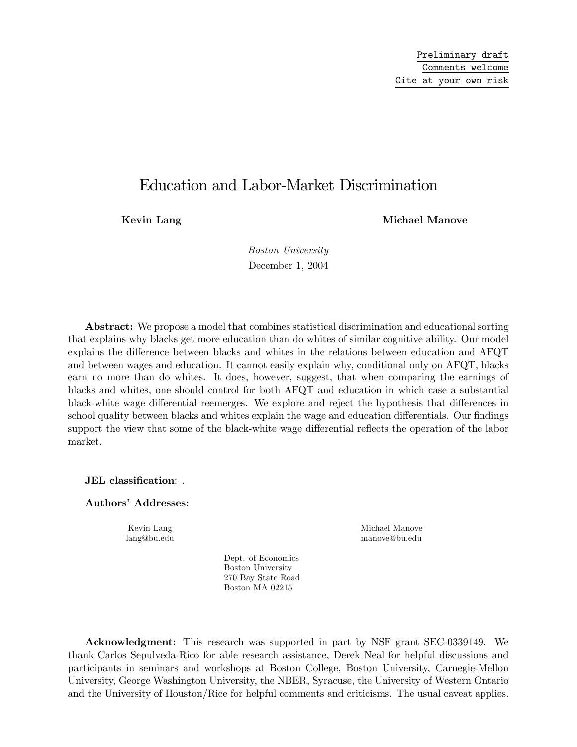Preliminary draft
Comments welcome
Cite at your own risk

# Education and Labor-Market Discrimination

**Kevin Lang** **Michael Manove**

*Boston University*
December 1, 2004

**Abstract:** We propose a model that combines statistical discrimination and educational sorting that explains why blacks get more education than do whites of similar cognitive ability. Our model explains the difference between blacks and whites in the relations between education and AFQT and between wages and education. It cannot easily explain why, conditional only on AFQT, blacks earn no more than do whites. It does, however, suggest, that when comparing the earnings of blacks and whites, one should control for both AFQT and education in which case a substantial black-white wage differential reemerges. We explore and reject the hypothesis that differences in school quality between blacks and whites explain the wage and education differentials. Our findings support the view that some of the black-white wage differential reflects the operation of the labor market.

**JEL classification**: .

**Authors' Addresses:**

Kevin Lang
lang@bu.edu

Michael Manove
manove@bu.edu

Dept. of Economics
Boston University
270 Bay State Road
Boston MA 02215

**Acknowledgment:** This research was supported in part by NSF grant SEC-0339149. We thank Carlos Sepulveda-Rico for able research assistance, Derek Neal for helpful discussions and participants in seminars and workshops at Boston College, Boston University, Carnegie-Mellon University, George Washington University, the NBER, Syracuse, the University of Western Ontario and the University of Houston/Rice for helpful comments and criticisms. The usual caveat applies.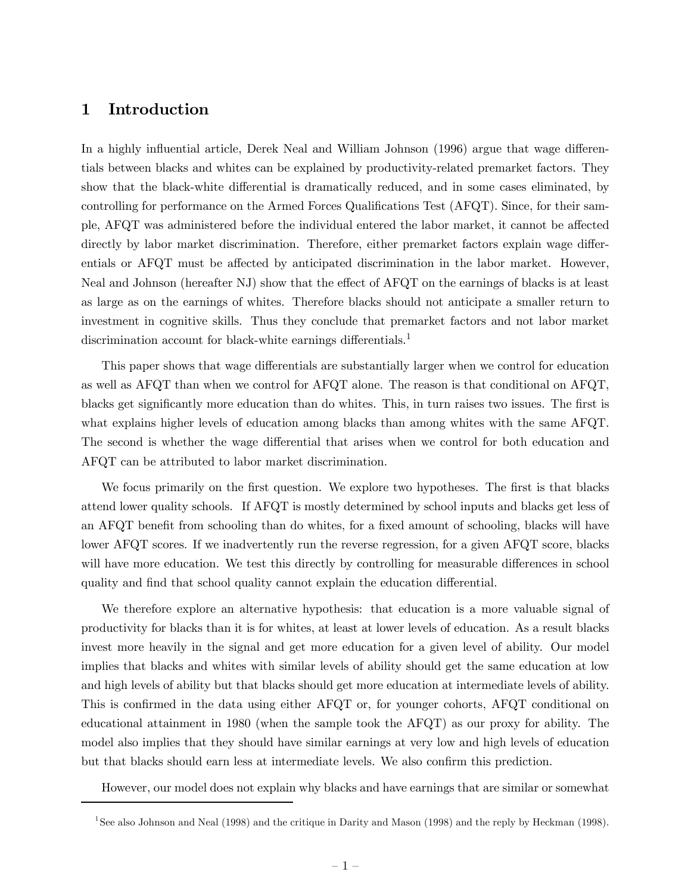# 1 Introduction

In a highly influential article, Derek Neal and William Johnson (1996) argue that wage differentials between blacks and whites can be explained by productivity-related premarket factors. They show that the black-white differential is dramatically reduced, and in some cases eliminated, by controlling for performance on the Armed Forces Qualifications Test (AFQT). Since, for their sample, AFQT was administered before the individual entered the labor market, it cannot be affected directly by labor market discrimination. Therefore, either premarket factors explain wage differentials or AFQT must be affected by anticipated discrimination in the labor market. However, Neal and Johnson (hereafter NJ) show that the effect of AFQT on the earnings of blacks is at least as large as on the earnings of whites. Therefore blacks should not anticipate a smaller return to investment in cognitive skills. Thus they conclude that premarket factors and not labor market discrimination account for black-white earnings differentials.[1]

This paper shows that wage differentials are substantially larger when we control for education as well as AFQT than when we control for AFQT alone. The reason is that conditional on AFQT, blacks get significantly more education than do whites. This, in turn raises two issues. The first is what explains higher levels of education among blacks than among whites with the same AFQT. The second is whether the wage differential that arises when we control for both education and AFQT can be attributed to labor market discrimination.

We focus primarily on the first question. We explore two hypotheses. The first is that blacks attend lower quality schools. If AFQT is mostly determined by school inputs and blacks get less of an AFQT benefit from schooling than do whites, for a fixed amount of schooling, blacks will have lower AFQT scores. If we inadvertently run the reverse regression, for a given AFQT score, blacks will have more education. We test this directly by controlling for measurable differences in school quality and find that school quality cannot explain the education differential.

We therefore explore an alternative hypothesis: that education is a more valuable signal of productivity for blacks than it is for whites, at least at lower levels of education. As a result blacks invest more heavily in the signal and get more education for a given level of ability. Our model implies that blacks and whites with similar levels of ability should get the same education at low and high levels of ability but that blacks should get more education at intermediate levels of ability. This is confirmed in the data using either AFQT or, for younger cohorts, AFQT conditional on educational attainment in 1980 (when the sample took the AFQT) as our proxy for ability. The model also implies that they should have similar earnings at very low and high levels of education but that blacks should earn less at intermediate levels. We also confirm this prediction.

However, our model does not explain why blacks and have earnings that are similar or somewhat

[1] See also Johnson and Neal (1998) and the critique in Darity and Mason (1998) and the reply by Heckman (1998).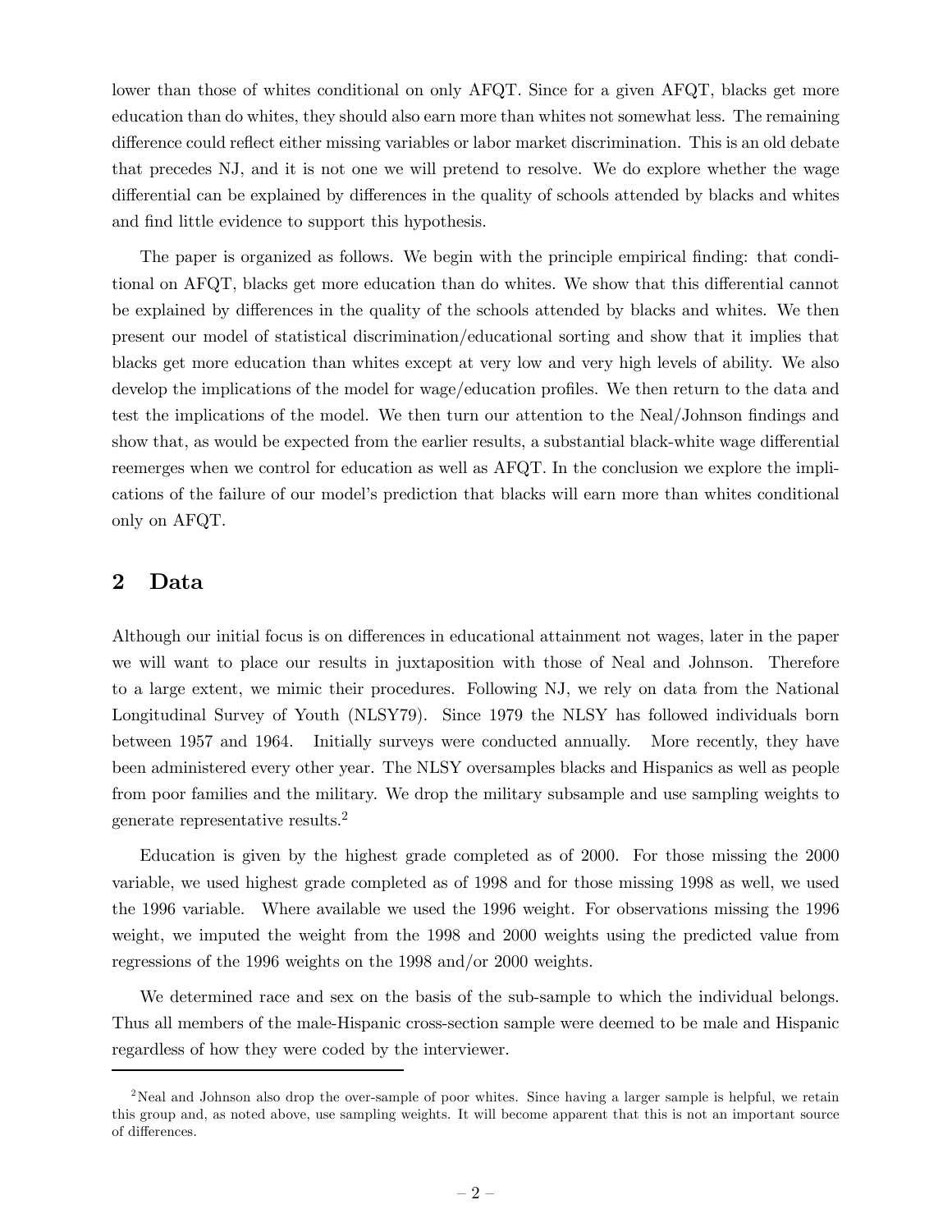lower than those of whites conditional on only AFQT. Since for a given AFQT, blacks get more education than do whites, they should also earn more than whites not somewhat less. The remaining difference could reflect either missing variables or labor market discrimination. This is an old debate that precedes NJ, and it is not one we will pretend to resolve. We do explore whether the wage differential can be explained by differences in the quality of schools attended by blacks and whites and find little evidence to support this hypothesis.

The paper is organized as follows. We begin with the principle empirical finding: that conditional on AFQT, blacks get more education than do whites. We show that this differential cannot be explained by differences in the quality of the schools attended by blacks and whites. We then present our model of statistical discrimination/educational sorting and show that it implies that blacks get more education than whites except at very low and very high levels of ability. We also develop the implications of the model for wage/education profiles. We then return to the data and test the implications of the model. We then turn our attention to the Neal/Johnson findings and show that, as would be expected from the earlier results, a substantial black-white wage differential reemerges when we control for education as well as AFQT. In the conclusion we explore the implications of the failure of our model's prediction that blacks will earn more than whites conditional only on AFQT.

## 2 Data

Although our initial focus is on differences in educational attainment not wages, later in the paper we will want to place our results in juxtaposition with those of Neal and Johnson. Therefore to a large extent, we mimic their procedures. Following NJ, we rely on data from the National Longitudinal Survey of Youth (NLSY79). Since 1979 the NLSY has followed individuals born between 1957 and 1964. Initially surveys were conducted annually. More recently, they have been administered every other year. The NLSY oversamples blacks and Hispanics as well as people from poor families and the military. We drop the military subsample and use sampling weights to generate representative results.[2]

Education is given by the highest grade completed as of 2000. For those missing the 2000 variable, we used highest grade completed as of 1998 and for those missing 1998 as well, we used the 1996 variable. Where available we used the 1996 weight. For observations missing the 1996 weight, we imputed the weight from the 1998 and 2000 weights using the predicted value from regressions of the 1996 weights on the 1998 and/or 2000 weights.

We determined race and sex on the basis of the sub-sample to which the individual belongs. Thus all members of the male-Hispanic cross-section sample were deemed to be male and Hispanic regardless of how they were coded by the interviewer.

[2] Neal and Johnson also drop the over-sample of poor whites. Since having a larger sample is helpful, we retain this group and, as noted above, use sampling weights. It will become apparent that this is not an important source of differences.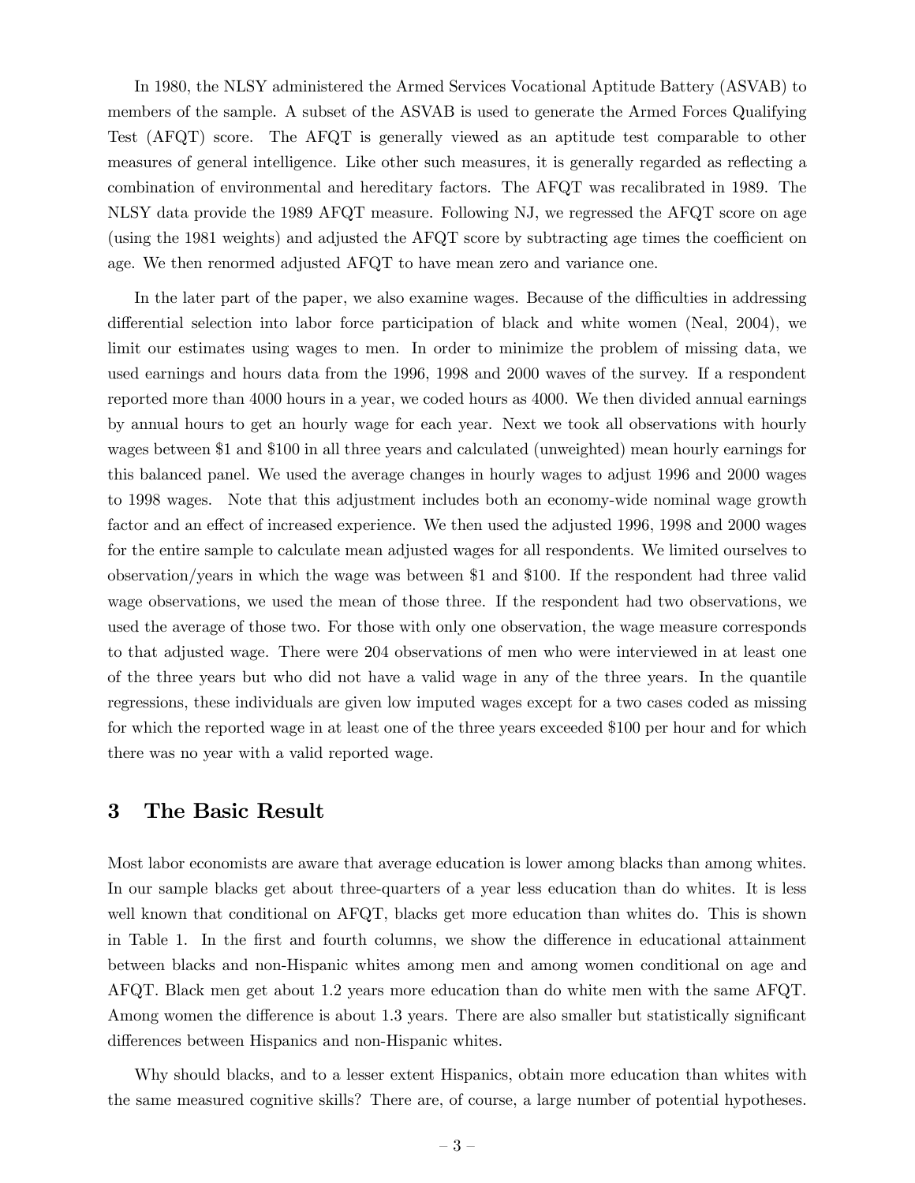In 1980, the NLSY administered the Armed Services Vocational Aptitude Battery (ASVAB) to members of the sample. A subset of the ASVAB is used to generate the Armed Forces Qualifying Test (AFQT) score. The AFQT is generally viewed as an aptitude test comparable to other measures of general intelligence. Like other such measures, it is generally regarded as reflecting a combination of environmental and hereditary factors. The AFQT was recalibrated in 1989. The NLSY data provide the 1989 AFQT measure. Following NJ, we regressed the AFQT score on age (using the 1981 weights) and adjusted the AFQT score by subtracting age times the coefficient on age. We then renormed adjusted AFQT to have mean zero and variance one.

In the later part of the paper, we also examine wages. Because of the difficulties in addressing differential selection into labor force participation of black and white women (Neal, 2004), we limit our estimates using wages to men. In order to minimize the problem of missing data, we used earnings and hours data from the 1996, 1998 and 2000 waves of the survey. If a respondent reported more than 4000 hours in a year, we coded hours as 4000. We then divided annual earnings by annual hours to get an hourly wage for each year. Next we took all observations with hourly wages between $1 and $100 in all three years and calculated (unweighted) mean hourly earnings for this balanced panel. We used the average changes in hourly wages to adjust 1996 and 2000 wages to 1998 wages. Note that this adjustment includes both an economy-wide nominal wage growth factor and an effect of increased experience. We then used the adjusted 1996, 1998 and 2000 wages for the entire sample to calculate mean adjusted wages for all respondents. We limited ourselves to observation/years in which the wage was between $1 and $100. If the respondent had three valid wage observations, we used the mean of those three. If the respondent had two observations, we used the average of those two. For those with only one observation, the wage measure corresponds to that adjusted wage. There were 204 observations of men who were interviewed in at least one of the three years but who did not have a valid wage in any of the three years. In the quantile regressions, these individuals are given low imputed wages except for a two cases coded as missing for which the reported wage in at least one of the three years exceeded $100 per hour and for which there was no year with a valid reported wage.

## 3 The Basic Result

Most labor economists are aware that average education is lower among blacks than among whites. In our sample blacks get about three-quarters of a year less education than do whites. It is less well known that conditional on AFQT, blacks get more education than whites do. This is shown in Table 1. In the first and fourth columns, we show the difference in educational attainment between blacks and non-Hispanic whites among men and among women conditional on age and AFQT. Black men get about 1.2 years more education than do white men with the same AFQT. Among women the difference is about 1.3 years. There are also smaller but statistically significant differences between Hispanics and non-Hispanic whites.

Why should blacks, and to a lesser extent Hispanics, obtain more education than whites with the same measured cognitive skills? There are, of course, a large number of potential hypotheses.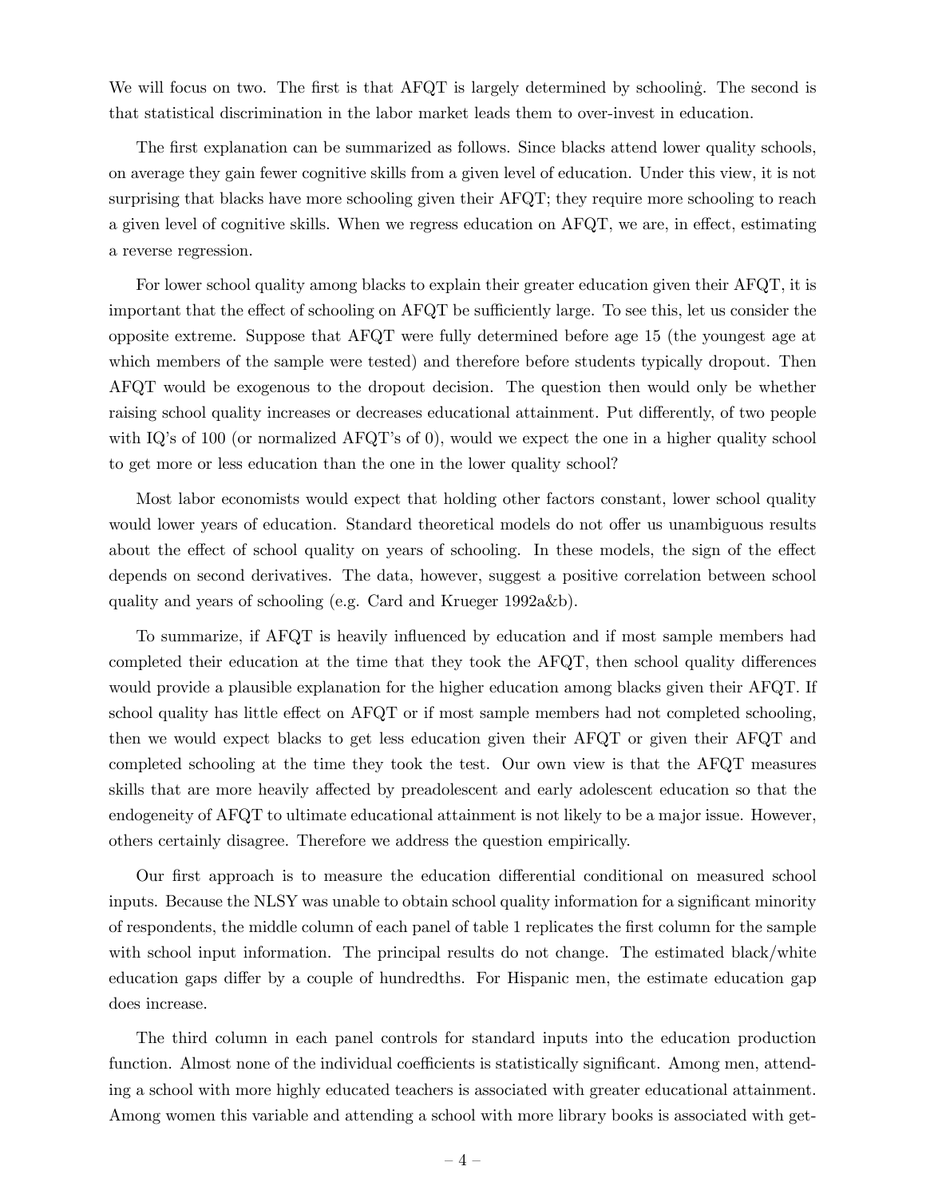We will focus on two. The first is that AFQT is largely determined by schooling. The second is that statistical discrimination in the labor market leads them to over-invest in education.

The first explanation can be summarized as follows. Since blacks attend lower quality schools, on average they gain fewer cognitive skills from a given level of education. Under this view, it is not surprising that blacks have more schooling given their AFQT; they require more schooling to reach a given level of cognitive skills. When we regress education on AFQT, we are, in effect, estimating a reverse regression.

For lower school quality among blacks to explain their greater education given their AFQT, it is important that the effect of schooling on AFQT be sufficiently large. To see this, let us consider the opposite extreme. Suppose that AFQT were fully determined before age 15 (the youngest age at which members of the sample were tested) and therefore before students typically dropout. Then AFQT would be exogenous to the dropout decision. The question then would only be whether raising school quality increases or decreases educational attainment. Put differently, of two people with IQ's of 100 (or normalized AFQT's of 0), would we expect the one in a higher quality school to get more or less education than the one in the lower quality school?

Most labor economists would expect that holding other factors constant, lower school quality would lower years of education. Standard theoretical models do not offer us unambiguous results about the effect of school quality on years of schooling. In these models, the sign of the effect depends on second derivatives. The data, however, suggest a positive correlation between school quality and years of schooling (e.g. Card and Krueger 1992a&b).

To summarize, if AFQT is heavily influenced by education and if most sample members had completed their education at the time that they took the AFQT, then school quality differences would provide a plausible explanation for the higher education among blacks given their AFQT. If school quality has little effect on AFQT or if most sample members had not completed schooling, then we would expect blacks to get less education given their AFQT or given their AFQT and completed schooling at the time they took the test. Our own view is that the AFQT measures skills that are more heavily affected by preadolescent and early adolescent education so that the endogeneity of AFQT to ultimate educational attainment is not likely to be a major issue. However, others certainly disagree. Therefore we address the question empirically.

Our first approach is to measure the education differential conditional on measured school inputs. Because the NLSY was unable to obtain school quality information for a significant minority of respondents, the middle column of each panel of table 1 replicates the first column for the sample with school input information. The principal results do not change. The estimated black/white education gaps differ by a couple of hundredths. For Hispanic men, the estimate education gap does increase.

The third column in each panel controls for standard inputs into the education production function. Almost none of the individual coefficients is statistically significant. Among men, attending a school with more highly educated teachers is associated with greater educational attainment. Among women this variable and attending a school with more library books is associated with get-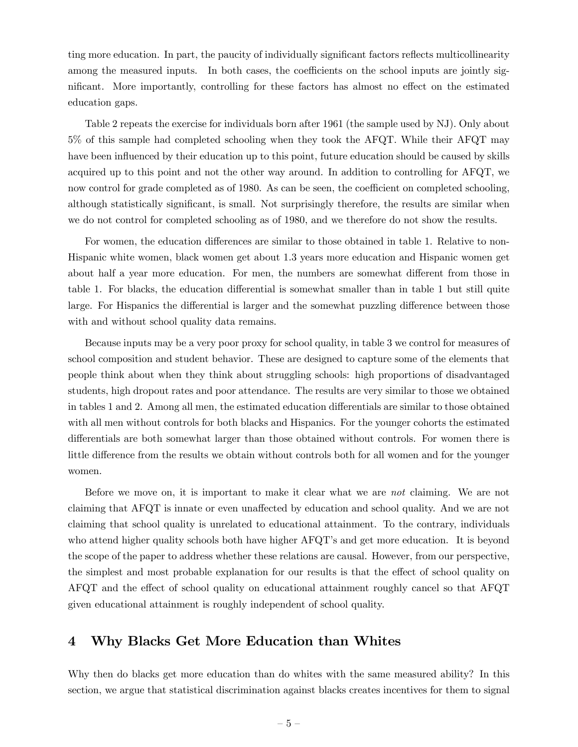ting more education. In part, the paucity of individually significant factors reflects multicollinearity among the measured inputs. In both cases, the coefficients on the school inputs are jointly significant. More importantly, controlling for these factors has almost no effect on the estimated education gaps.

Table 2 repeats the exercise for individuals born after 1961 (the sample used by NJ). Only about 5% of this sample had completed schooling when they took the AFQT. While their AFQT may have been influenced by their education up to this point, future education should be caused by skills acquired up to this point and not the other way around. In addition to controlling for AFQT, we now control for grade completed as of 1980. As can be seen, the coefficient on completed schooling, although statistically significant, is small. Not surprisingly therefore, the results are similar when we do not control for completed schooling as of 1980, and we therefore do not show the results.

For women, the education differences are similar to those obtained in table 1. Relative to non-Hispanic white women, black women get about 1.3 years more education and Hispanic women get about half a year more education. For men, the numbers are somewhat different from those in table 1. For blacks, the education differential is somewhat smaller than in table 1 but still quite large. For Hispanics the differential is larger and the somewhat puzzling difference between those with and without school quality data remains.

Because inputs may be a very poor proxy for school quality, in table 3 we control for measures of school composition and student behavior. These are designed to capture some of the elements that people think about when they think about struggling schools: high proportions of disadvantaged students, high dropout rates and poor attendance. The results are very similar to those we obtained in tables 1 and 2. Among all men, the estimated education differentials are similar to those obtained with all men without controls for both blacks and Hispanics. For the younger cohorts the estimated differentials are both somewhat larger than those obtained without controls. For women there is little difference from the results we obtain without controls both for all women and for the younger women.

Before we move on, it is important to make it clear what we are *not* claiming. We are not claiming that AFQT is innate or even unaffected by education and school quality. And we are not claiming that school quality is unrelated to educational attainment. To the contrary, individuals who attend higher quality schools both have higher AFQT's and get more education. It is beyond the scope of the paper to address whether these relations are causal. However, from our perspective, the simplest and most probable explanation for our results is that the effect of school quality on AFQT and the effect of school quality on educational attainment roughly cancel so that AFQT given educational attainment is roughly independent of school quality.

## 4 Why Blacks Get More Education than Whites

Why then do blacks get more education than do whites with the same measured ability? In this section, we argue that statistical discrimination against blacks creates incentives for them to signal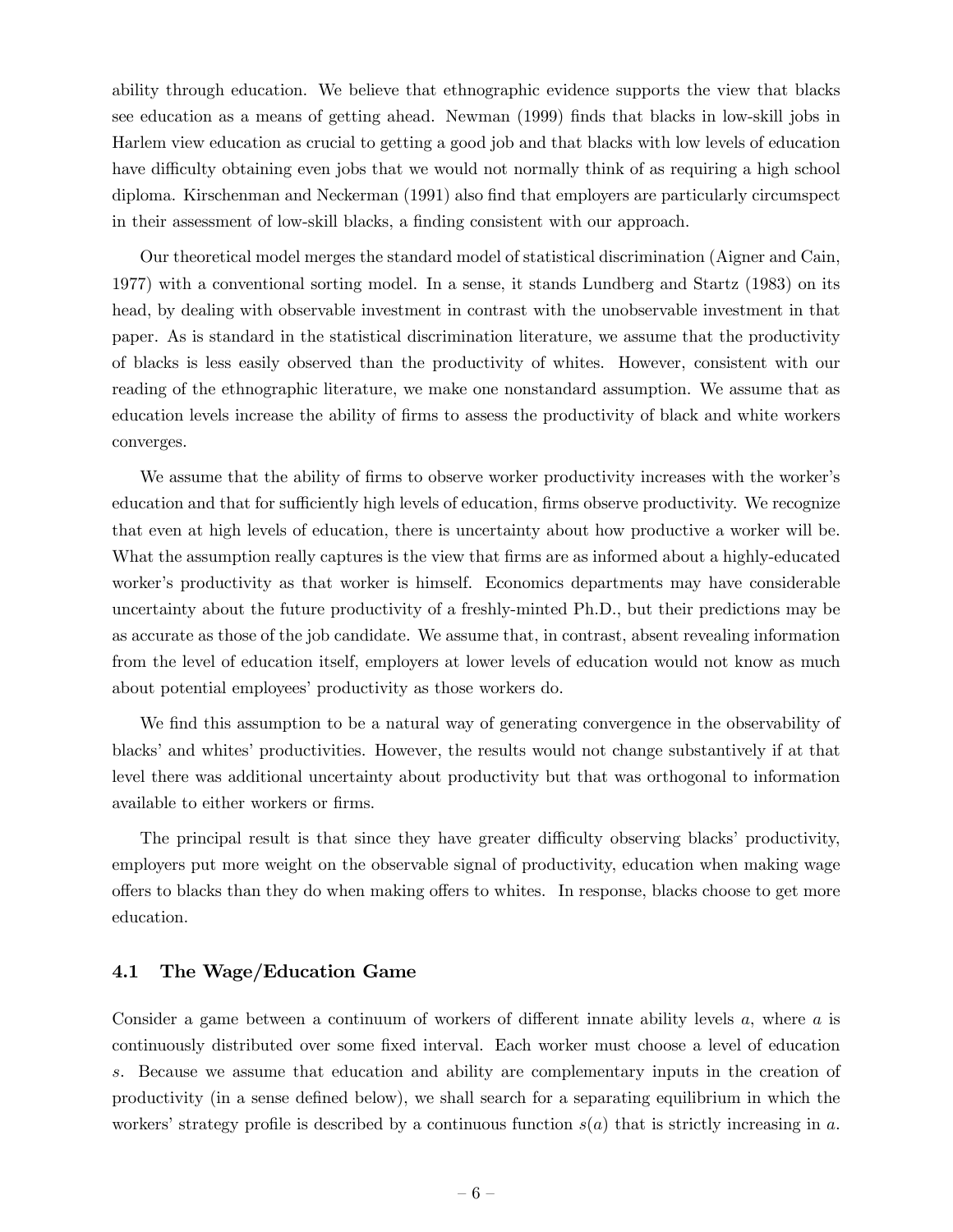ability through education. We believe that ethnographic evidence supports the view that blacks see education as a means of getting ahead. Newman (1999) finds that blacks in low-skill jobs in Harlem view education as crucial to getting a good job and that blacks with low levels of education have difficulty obtaining even jobs that we would not normally think of as requiring a high school diploma. Kirschenman and Neckerman (1991) also find that employers are particularly circumspect in their assessment of low-skill blacks, a finding consistent with our approach.

Our theoretical model merges the standard model of statistical discrimination (Aigner and Cain, 1977) with a conventional sorting model. In a sense, it stands Lundberg and Startz (1983) on its head, by dealing with observable investment in contrast with the unobservable investment in that paper. As is standard in the statistical discrimination literature, we assume that the productivity of blacks is less easily observed than the productivity of whites. However, consistent with our reading of the ethnographic literature, we make one nonstandard assumption. We assume that as education levels increase the ability of firms to assess the productivity of black and white workers converges.

We assume that the ability of firms to observe worker productivity increases with the worker's education and that for sufficiently high levels of education, firms observe productivity. We recognize that even at high levels of education, there is uncertainty about how productive a worker will be. What the assumption really captures is the view that firms are as informed about a highly-educated worker's productivity as that worker is himself. Economics departments may have considerable uncertainty about the future productivity of a freshly-minted Ph.D., but their predictions may be as accurate as those of the job candidate. We assume that, in contrast, absent revealing information from the level of education itself, employers at lower levels of education would not know as much about potential employees' productivity as those workers do.

We find this assumption to be a natural way of generating convergence in the observability of blacks' and whites' productivities. However, the results would not change substantively if at that level there was additional uncertainty about productivity but that was orthogonal to information available to either workers or firms.

The principal result is that since they have greater difficulty observing blacks' productivity, employers put more weight on the observable signal of productivity, education when making wage offers to blacks than they do when making offers to whites. In response, blacks choose to get more education.

### 4.1 The Wage/Education Game

Consider a game between a continuum of workers of different innate ability levels $a$, where $a$ is continuously distributed over some fixed interval. Each worker must choose a level of education $s$. Because we assume that education and ability are complementary inputs in the creation of productivity (in a sense defined below), we shall search for a separating equilibrium in which the workers' strategy profile is described by a continuous function $s(a)$ that is strictly increasing in $a$.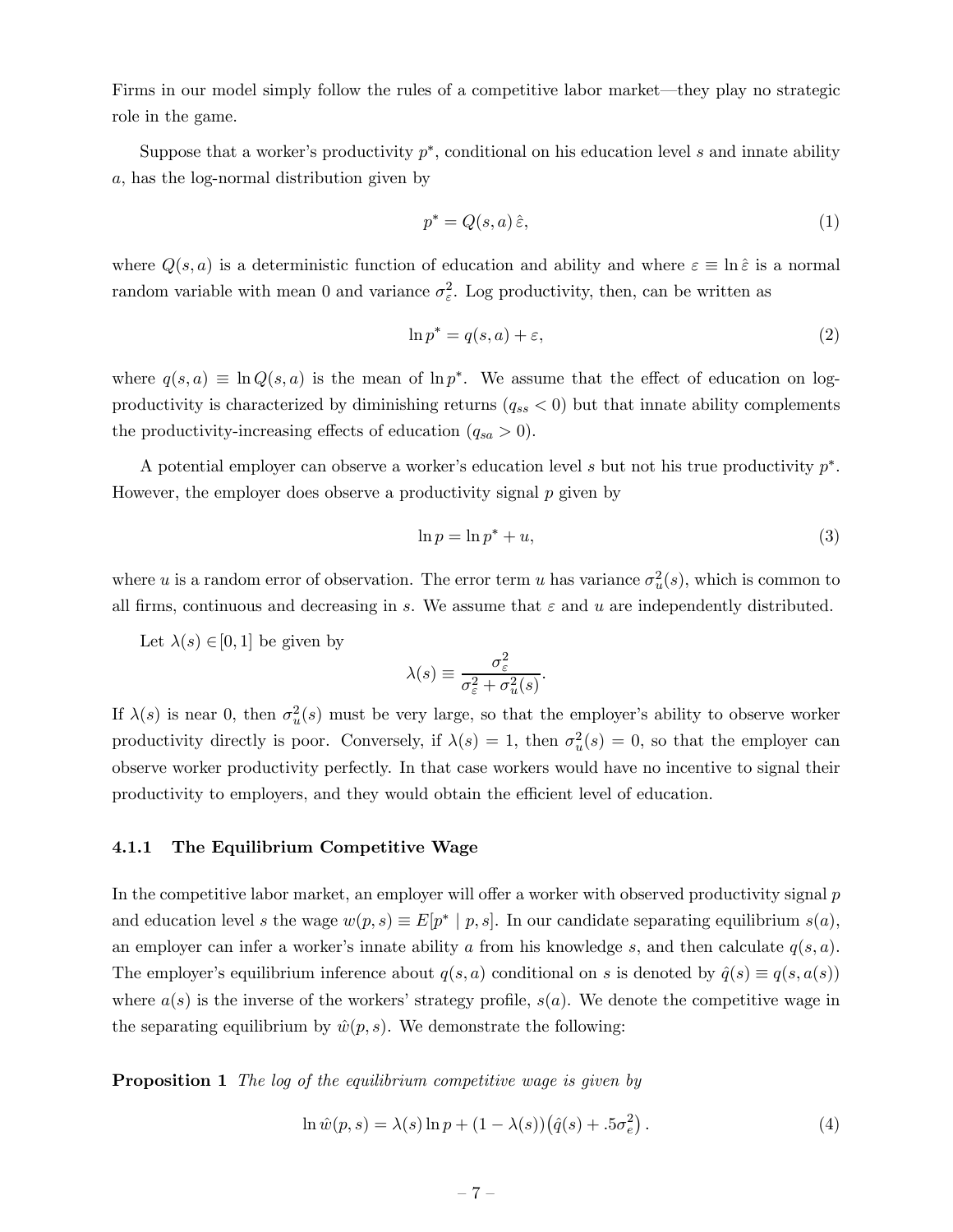Firms in our model simply follow the rules of a competitive labor market—they play no strategic role in the game.

Suppose that a worker's productivity $p^*$, conditional on his education level $s$ and innate ability $a$, has the log-normal distribution given by

$$p^* = Q(s,a)\,\hat{\varepsilon}, \tag{1}$$

where $Q(s,a)$ is a deterministic function of education and ability and where $\varepsilon \equiv \ln \hat{\varepsilon}$ is a normal random variable with mean 0 and variance $\sigma_\varepsilon^2$. Log productivity, then, can be written as

$$\ln p^* = q(s,a) + \varepsilon, \tag{2}$$

where $q(s,a) \equiv \ln Q(s,a)$ is the mean of $\ln p^*$. We assume that the effect of education on log-productivity is characterized by diminishing returns ($q_{ss} < 0$) but that innate ability complements the productivity-increasing effects of education ($q_{sa} > 0$).

A potential employer can observe a worker's education level $s$ but not his true productivity $p^*$. However, the employer does observe a productivity signal $p$ given by

$$\ln p = \ln p^* + u, \tag{3}$$

where $u$ is a random error of observation. The error term $u$ has variance $\sigma_u^2(s)$, which is common to all firms, continuous and decreasing in $s$. We assume that $\varepsilon$ and $u$ are independently distributed.

Let $\lambda(s) \in [0,1]$ be given by

$$\lambda(s) \equiv \frac{\sigma_\varepsilon^2}{\sigma_\varepsilon^2 + \sigma_u^2(s)}.$$

If $\lambda(s)$ is near 0, then $\sigma_u^2(s)$ must be very large, so that the employer's ability to observe worker productivity directly is poor. Conversely, if $\lambda(s) = 1$, then $\sigma_u^2(s) = 0$, so that the employer can observe worker productivity perfectly. In that case workers would have no incentive to signal their productivity to employers, and they would obtain the efficient level of education.

#### 4.1.1 The Equilibrium Competitive Wage

In the competitive labor market, an employer will offer a worker with observed productivity signal $p$ and education level $s$ the wage $w(p,s) \equiv E[p^* \mid p, s]$. In our candidate separating equilibrium $s(a)$, an employer can infer a worker's innate ability $a$ from his knowledge $s$, and then calculate $q(s,a)$. The employer's equilibrium inference about $q(s,a)$ conditional on $s$ is denoted by $\hat{q}(s) \equiv q(s, a(s))$ where $a(s)$ is the inverse of the workers' strategy profile, $s(a)$. We denote the competitive wage in the separating equilibrium by $\hat{w}(p,s)$. We demonstrate the following:

**Proposition 1** *The log of the equilibrium competitive wage is given by*

$$\ln \hat{w}(p,s) = \lambda(s) \ln p + (1 - \lambda(s))\big(\hat{q}(s) + .5\sigma_e^2\big)\,. \tag{4}$$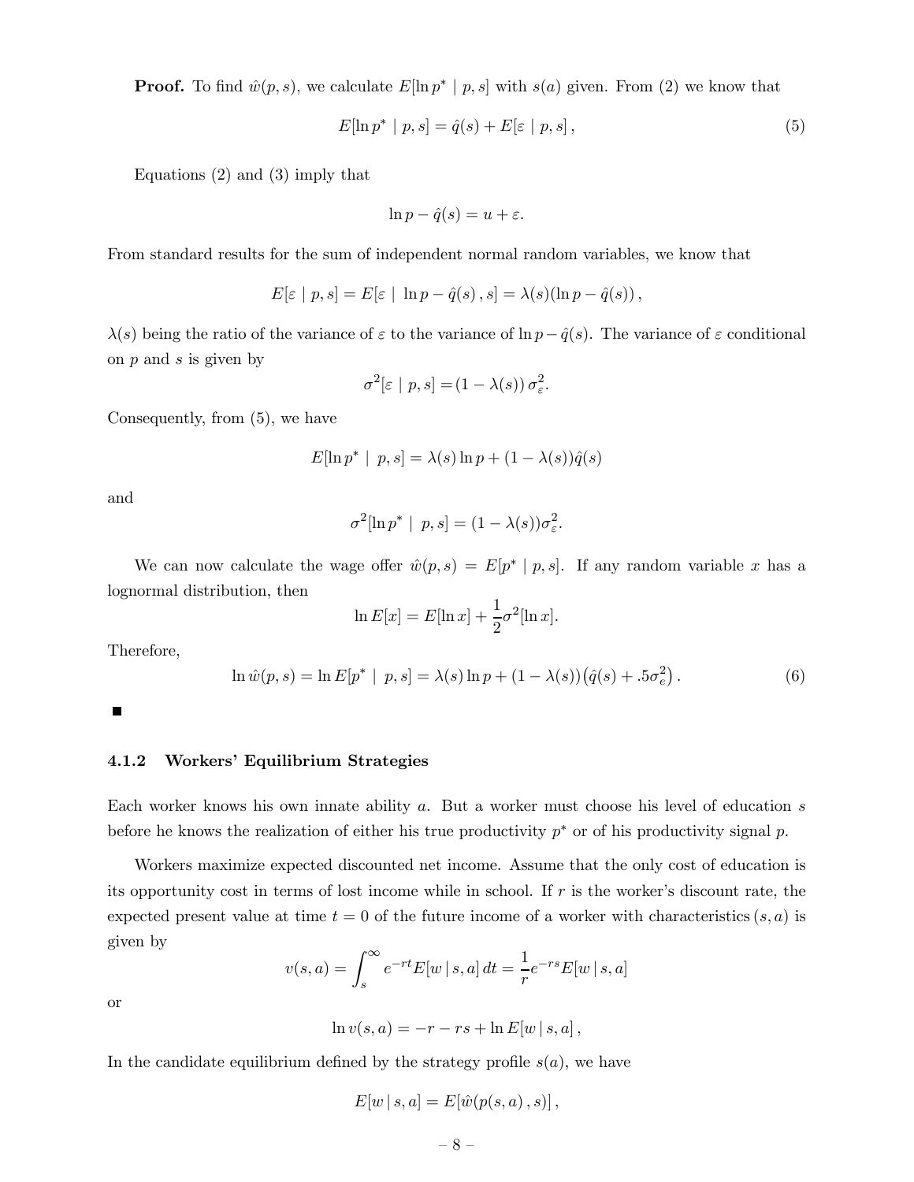**Proof.** To find $\hat{w}(p,s)$, we calculate $E[\ln p^* \mid p, s]$ with $s(a)$ given. From (2) we know that

$$E[\ln p^* \mid p, s] = \hat{q}(s) + E[\varepsilon \mid p, s]\,, \tag{5}$$

Equations (2) and (3) imply that

$$\ln p - \hat{q}(s) = u + \varepsilon.$$

From standard results for the sum of independent normal random variables, we know that

$$E[\varepsilon \mid p, s] = E[\varepsilon \mid \ \ln p - \hat{q}(s)\,, s] = \lambda(s)(\ln p - \hat{q}(s))\,,$$

$\lambda(s)$ being the ratio of the variance of $\varepsilon$ to the variance of $\ln p - \hat{q}(s)$. The variance of $\varepsilon$ conditional on $p$ and $s$ is given by

$$\sigma^2[\varepsilon \mid p, s] = (1 - \lambda(s))\,\sigma_\varepsilon^2.$$

Consequently, from (5), we have

$$E[\ln p^* \mid \ p, s] = \lambda(s) \ln p + (1 - \lambda(s))\hat{q}(s)$$

and

$$\sigma^2[\ln p^* \mid \ p, s] = (1 - \lambda(s))\sigma_\varepsilon^2.$$

We can now calculate the wage offer $\hat{w}(p,s) = E[p^* \mid p, s]$. If any random variable $x$ has a lognormal distribution, then

$$\ln E[x] = E[\ln x] + \frac{1}{2}\sigma^2[\ln x].$$

Therefore,

$$\ln \hat{w}(p,s) = \ln E[p^* \mid \ p, s] = \lambda(s) \ln p + (1 - \lambda(s))\big(\hat{q}(s) + .5\sigma_e^2\big)\,. \tag{6}$$

■

### 4.1.2 Workers' Equilibrium Strategies

Each worker knows his own innate ability $a$. But a worker must choose his level of education $s$ before he knows the realization of either his true productivity $p^*$ or of his productivity signal $p$.

Workers maximize expected discounted net income. Assume that the only cost of education is its opportunity cost in terms of lost income while in school. If $r$ is the worker's discount rate, the expected present value at time $t = 0$ of the future income of a worker with characteristics $(s, a)$ is given by

$$v(s,a) = \int_s^\infty e^{-rt} E[w \,|\, s, a]\, dt = \frac{1}{r} e^{-rs} E[w \,|\, s, a]$$

or

$$\ln v(s,a) = -r - rs + \ln E[w \,|\, s, a]\,,$$

In the candidate equilibrium defined by the strategy profile $s(a)$, we have

$$E[w \,|\, s, a] = E[\hat{w}(p(s,a)\,, s)]\,,$$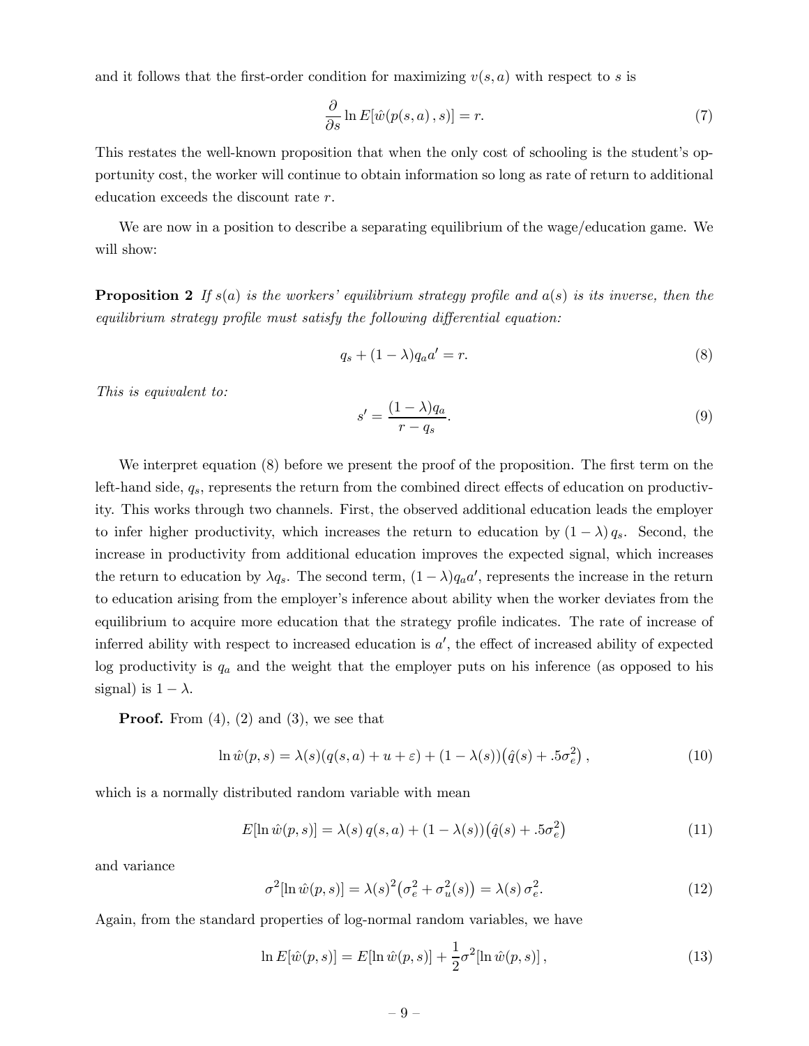and it follows that the first-order condition for maximizing $v(s,a)$ with respect to $s$ is

$$\frac{\partial}{\partial s} \ln E[\hat{w}(p(s,a)\,,s)] = r. \tag{7}$$

This restates the well-known proposition that when the only cost of schooling is the student's opportunity cost, the worker will continue to obtain information so long as rate of return to additional education exceeds the discount rate $r$.

We are now in a position to describe a separating equilibrium of the wage/education game. We will show:

**Proposition 2** *If $s(a)$ is the workers' equilibrium strategy profile and $a(s)$ is its inverse, then the equilibrium strategy profile must satisfy the following differential equation:*

$$q_s + (1-\lambda)q_a a' = r. \tag{8}$$

*This is equivalent to:*

$$s' = \frac{(1-\lambda)q_a}{r - q_s}. \tag{9}$$

We interpret equation (8) before we present the proof of the proposition. The first term on the left-hand side, $q_s$, represents the return from the combined direct effects of education on productivity. This works through two channels. First, the observed additional education leads the employer to infer higher productivity, which increases the return to education by $(1-\lambda)\,q_s$. Second, the increase in productivity from additional education improves the expected signal, which increases the return to education by $\lambda q_s$. The second term, $(1-\lambda)q_a a'$, represents the increase in the return to education arising from the employer's inference about ability when the worker deviates from the equilibrium to acquire more education that the strategy profile indicates. The rate of increase of inferred ability with respect to increased education is $a'$, the effect of increased ability of expected log productivity is $q_a$ and the weight that the employer puts on his inference (as opposed to his signal) is $1-\lambda$.

**Proof.** From (4), (2) and (3), we see that

$$\ln \hat{w}(p,s) = \lambda(s)(q(s,a) + u + \varepsilon) + (1-\lambda(s))\big(\hat{q}(s) + .5\sigma_e^2\big)\,, \tag{10}$$

which is a normally distributed random variable with mean

$$E[\ln \hat{w}(p,s)] = \lambda(s)\,q(s,a) + (1-\lambda(s))\big(\hat{q}(s) + .5\sigma_e^2\big) \tag{11}$$

and variance

$$\sigma^2[\ln \hat{w}(p,s)] = \lambda(s)^2\big(\sigma_e^2 + \sigma_u^2(s)\big) = \lambda(s)\,\sigma_e^2. \tag{12}$$

Again, from the standard properties of log-normal random variables, we have

$$\ln E[\hat{w}(p,s)] = E[\ln \hat{w}(p,s)] + \frac{1}{2}\sigma^2[\ln \hat{w}(p,s)]\,, \tag{13}$$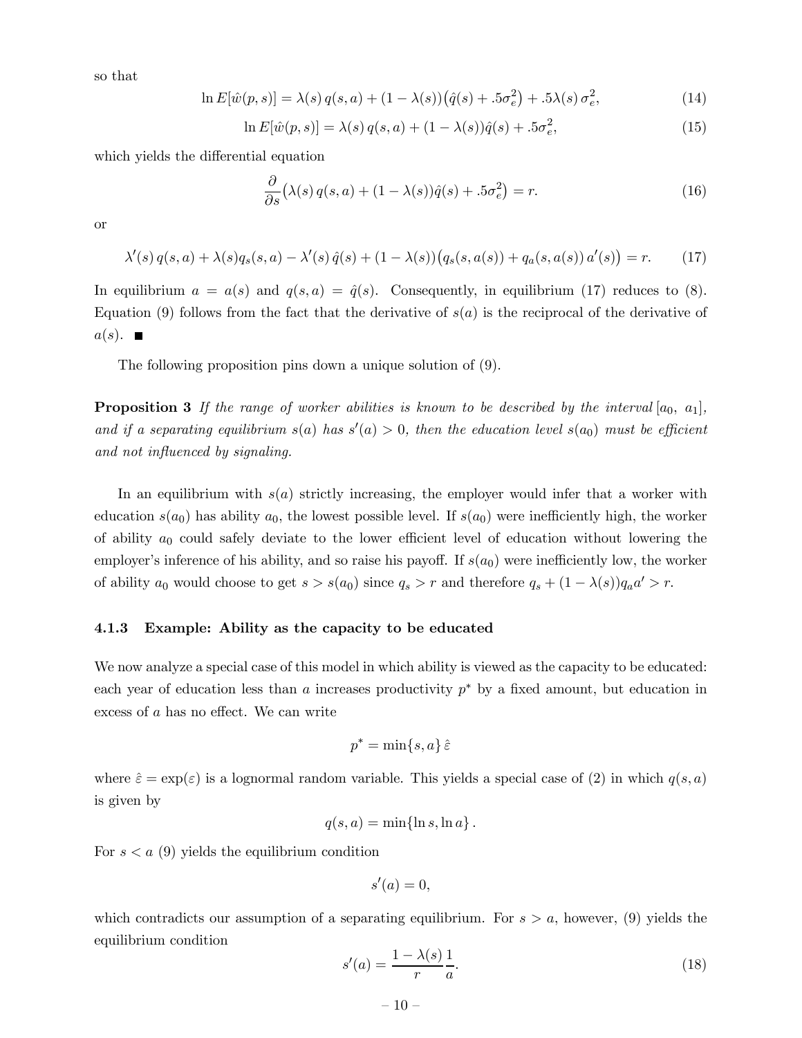so that

$$\ln E[\hat{w}(p,s)] = \lambda(s)\, q(s,a) + (1-\lambda(s))\big(\hat{q}(s) + .5\sigma_e^2\big) + .5\lambda(s)\,\sigma_e^2, \tag{14}$$

$$\ln E[\hat{w}(p,s)] = \lambda(s)\, q(s,a) + (1-\lambda(s))\hat{q}(s) + .5\sigma_e^2, \tag{15}$$

which yields the differential equation

$$\frac{\partial}{\partial s}\big(\lambda(s)\, q(s,a) + (1-\lambda(s))\hat{q}(s) + .5\sigma_e^2\big) = r. \tag{16}$$

or

$$\lambda'(s)\, q(s,a) + \lambda(s) q_s(s,a) - \lambda'(s)\,\hat{q}(s) + (1-\lambda(s))\big(q_s(s,a(s)) + q_a(s,a(s))\, a'(s)\big) = r. \tag{17}$$

In equilibrium $a = a(s)$ and $q(s,a) = \hat{q}(s)$. Consequently, in equilibrium (17) reduces to (8). Equation (9) follows from the fact that the derivative of $s(a)$ is the reciprocal of the derivative of $a(s)$. ■

The following proposition pins down a unique solution of (9).

**Proposition 3** *If the range of worker abilities is known to be described by the interval* $[a_0,\ a_1]$, *and if a separating equilibrium* $s(a)$ *has* $s'(a) > 0$, *then the education level* $s(a_0)$ *must be efficient and not influenced by signaling.*

In an equilibrium with $s(a)$ strictly increasing, the employer would infer that a worker with education $s(a_0)$ has ability $a_0$, the lowest possible level. If $s(a_0)$ were inefficiently high, the worker of ability $a_0$ could safely deviate to the lower efficient level of education without lowering the employer's inference of his ability, and so raise his payoff. If $s(a_0)$ were inefficiently low, the worker of ability $a_0$ would choose to get $s > s(a_0)$ since $q_s > r$ and therefore $q_s + (1-\lambda(s))q_a a' > r$.

#### 4.1.3 Example: Ability as the capacity to be educated

We now analyze a special case of this model in which ability is viewed as the capacity to be educated: each year of education less than $a$ increases productivity $p^*$ by a fixed amount, but education in excess of $a$ has no effect. We can write

$$p^* = \min\{s, a\}\,\hat{\varepsilon}$$

where $\hat{\varepsilon} = \exp(\varepsilon)$ is a lognormal random variable. This yields a special case of (2) in which $q(s,a)$ is given by

$$q(s,a) = \min\{\ln s, \ln a\}.$$

For $s < a$ (9) yields the equilibrium condition

$$s'(a) = 0,$$

which contradicts our assumption of a separating equilibrium. For $s > a$, however, (9) yields the equilibrium condition

$$s'(a) = \frac{1-\lambda(s)}{r}\frac{1}{a}. \tag{18}$$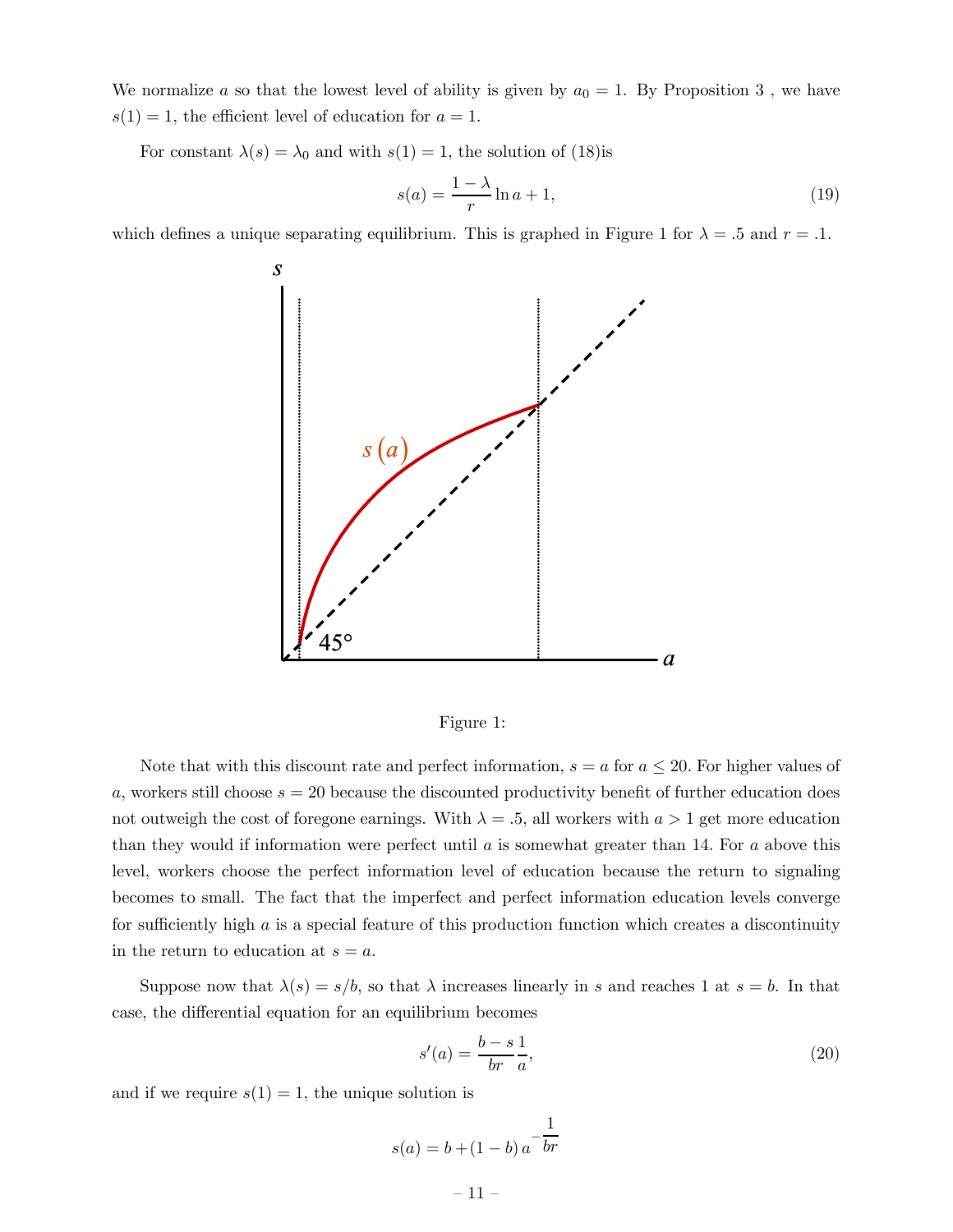We normalize $a$ so that the lowest level of ability is given by $a_0 = 1$. By Proposition 3 , we have $s(1) = 1$, the efficient level of education for $a = 1$.

For constant $\lambda(s) = \lambda_0$ and with $s(1) = 1$, the solution of (18)is

$$s(a) = \frac{1-\lambda}{r} \ln a + 1, \tag{19}$$

which defines a unique separating equilibrium. This is graphed in Figure 1 for $\lambda = .5$ and $r = .1$.

Figure 1:

Note that with this discount rate and perfect information, $s = a$ for $a \leq 20$. For higher values of $a$, workers still choose $s = 20$ because the discounted productivity benefit of further education does not outweigh the cost of foregone earnings. With $\lambda = .5$, all workers with $a > 1$ get more education than they would if information were perfect until $a$ is somewhat greater than 14. For $a$ above this level, workers choose the perfect information level of education because the return to signaling becomes to small. The fact that the imperfect and perfect information education levels converge for sufficiently high $a$ is a special feature of this production function which creates a discontinuity in the return to education at $s = a$.

Suppose now that $\lambda(s) = s/b$, so that $\lambda$ increases linearly in $s$ and reaches 1 at $s = b$. In that case, the differential equation for an equilibrium becomes

$$s'(a) = \frac{b-s}{br} \frac{1}{a}, \tag{20}$$

and if we require $s(1) = 1$, the unique solution is

$$s(a) = b + (1-b)\, a^{-\frac{1}{br}}$$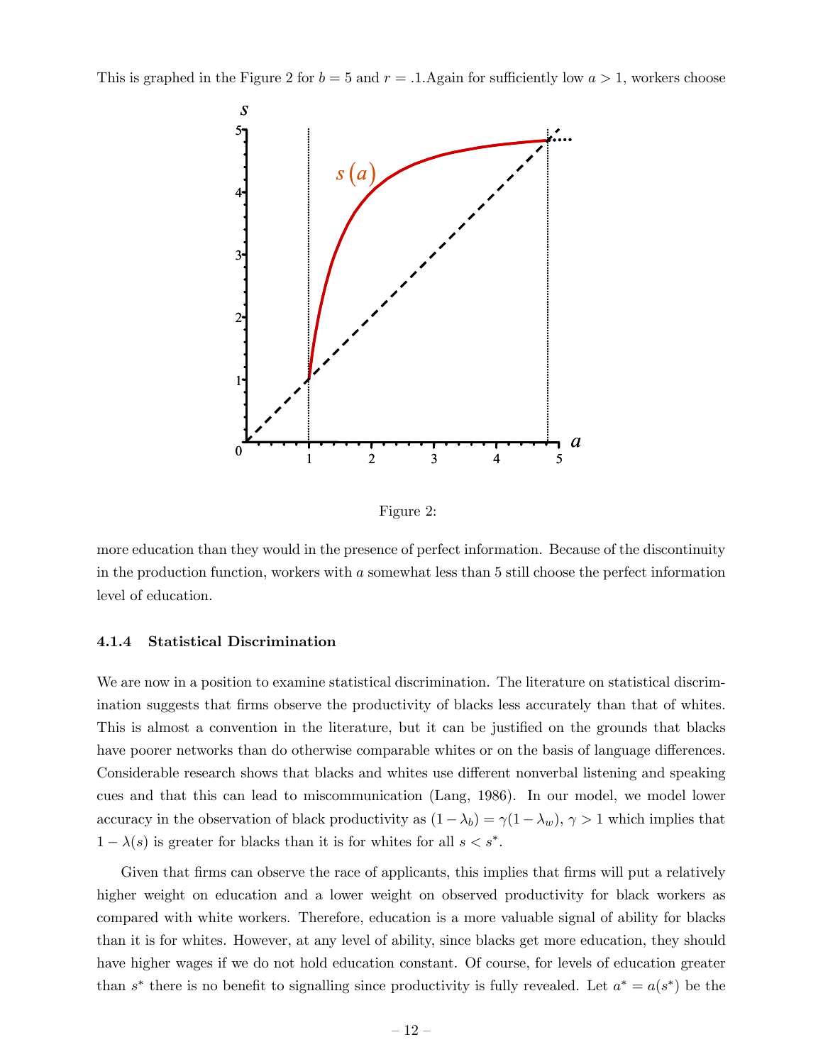This is graphed in the Figure 2 for $b = 5$ and $r = .1$.Again for sufficiently low $a > 1$, workers choose

Figure 2:

more education than they would in the presence of perfect information. Because of the discontinuity in the production function, workers with $a$ somewhat less than 5 still choose the perfect information level of education.

#### 4.1.4 Statistical Discrimination

We are now in a position to examine statistical discrimination. The literature on statistical discrimination suggests that firms observe the productivity of blacks less accurately than that of whites. This is almost a convention in the literature, but it can be justified on the grounds that blacks have poorer networks than do otherwise comparable whites or on the basis of language differences. Considerable research shows that blacks and whites use different nonverbal listening and speaking cues and that this can lead to miscommunication (Lang, 1986). In our model, we model lower accuracy in the observation of black productivity as $(1 - \lambda_b) = \gamma(1 - \lambda_w)$, $\gamma > 1$ which implies that $1 - \lambda(s)$ is greater for blacks than it is for whites for all $s < s^*$.

Given that firms can observe the race of applicants, this implies that firms will put a relatively higher weight on education and a lower weight on observed productivity for black workers as compared with white workers. Therefore, education is a more valuable signal of ability for blacks than it is for whites. However, at any level of ability, since blacks get more education, they should have higher wages if we do not hold education constant. Of course, for levels of education greater than $s^*$ there is no benefit to signalling since productivity is fully revealed. Let $a^* = a(s^*)$ be the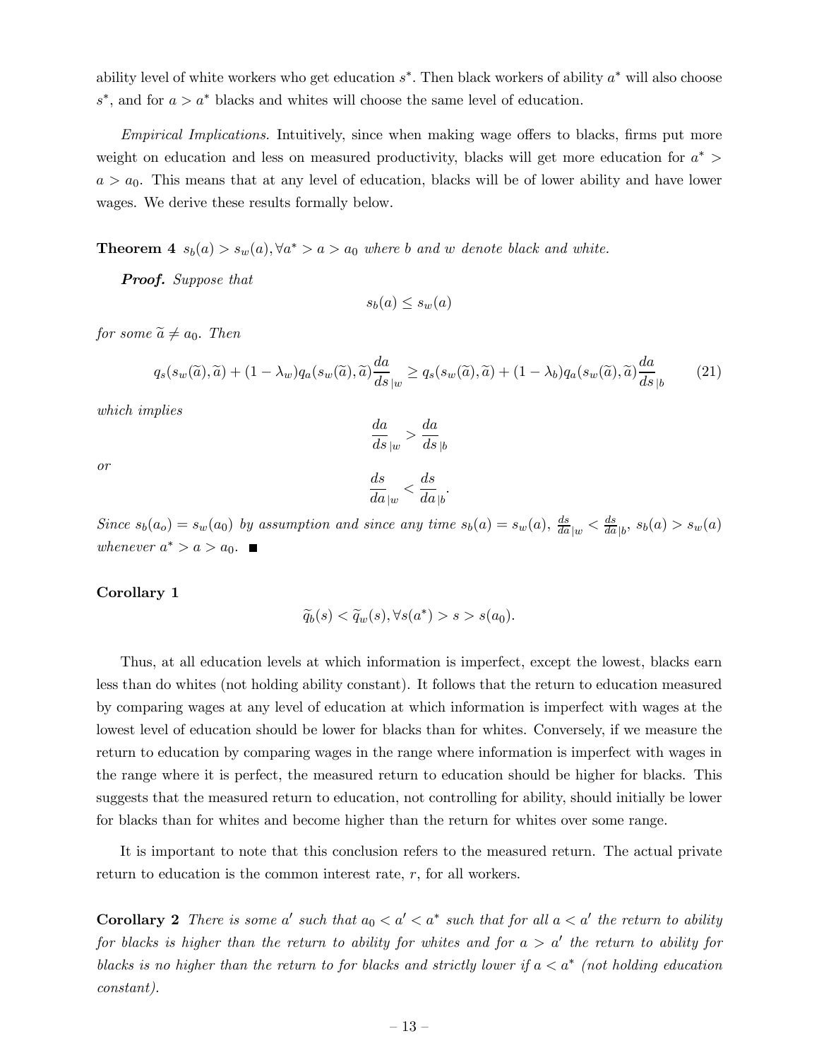ability level of white workers who get education $s^*$. Then black workers of ability $a^*$ will also choose $s^*$, and for $a > a^*$ blacks and whites will choose the same level of education.

*Empirical Implications.* Intuitively, since when making wage offers to blacks, firms put more weight on education and less on measured productivity, blacks will get more education for $a^* > a > a_0$. This means that at any level of education, blacks will be of lower ability and have lower wages. We derive these results formally below.

**Theorem 4** *$s_b(a) > s_w(a), \forall a^* > a > a_0$ where $b$ and $w$ denote black and white.*

***Proof.*** *Suppose that*

$$s_b(a) \leq s_w(a)$$

*for some $\widetilde{a} \neq a_0$. Then*

$$q_s(s_w(\widetilde{a}), \widetilde{a}) + (1 - \lambda_w) q_a(s_w(\widetilde{a}), \widetilde{a}) \frac{da}{ds}_{|w} \geq q_s(s_w(\widetilde{a}), \widetilde{a}) + (1 - \lambda_b) q_a(s_w(\widetilde{a}), \widetilde{a}) \frac{da}{ds}_{|b} \tag{21}$$

*which implies*

$$\frac{da}{ds}_{|w} > \frac{da}{ds}_{|b}$$

*or*

$$\frac{ds}{da}_{|w} < \frac{ds}{da}_{|b}.$$

*Since $s_b(a_o) = s_w(a_0)$ by assumption and since any time $s_b(a) = s_w(a)$, $\frac{ds}{da}_{|w} < \frac{ds}{da}_{|b}$, $s_b(a) > s_w(a)$ whenever $a^* > a > a_0$.* ■

**Corollary 1**

$$\widetilde{q}_b(s) < \widetilde{q}_w(s), \forall s(a^*) > s > s(a_0).$$

Thus, at all education levels at which information is imperfect, except the lowest, blacks earn less than do whites (not holding ability constant). It follows that the return to education measured by comparing wages at any level of education at which information is imperfect with wages at the lowest level of education should be lower for blacks than for whites. Conversely, if we measure the return to education by comparing wages in the range where information is imperfect with wages in the range where it is perfect, the measured return to education should be higher for blacks. This suggests that the measured return to education, not controlling for ability, should initially be lower for blacks than for whites and become higher than the return for whites over some range.

It is important to note that this conclusion refers to the measured return. The actual private return to education is the common interest rate, $r$, for all workers.

**Corollary 2** *There is some $a'$ such that $a_0 < a' < a^*$ such that for all $a < a'$ the return to ability for blacks is higher than the return to ability for whites and for $a > a'$ the return to ability for blacks is no higher than the return to for blacks and strictly lower if $a < a^*$ (not holding education constant).*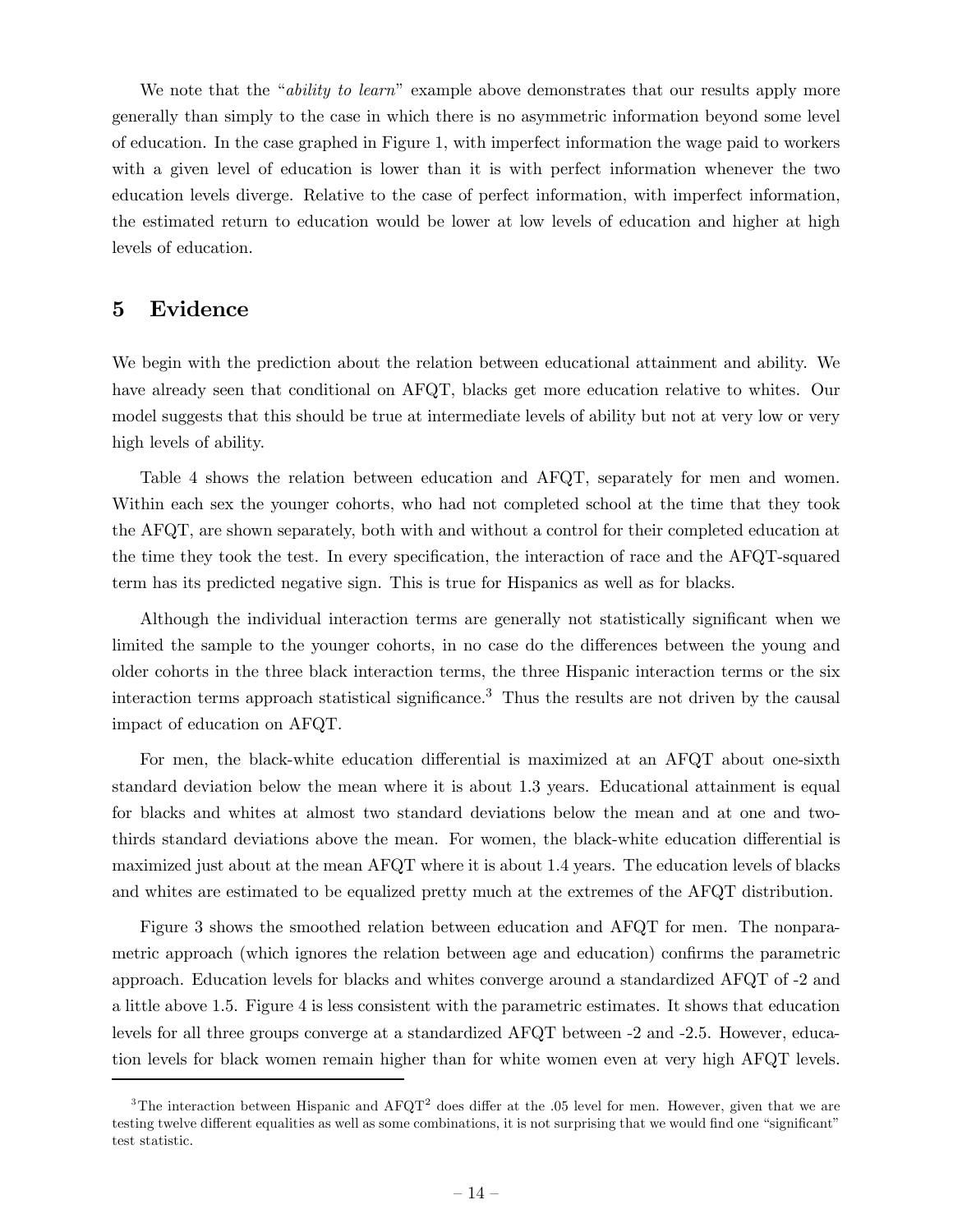We note that the "*ability to learn*" example above demonstrates that our results apply more generally than simply to the case in which there is no asymmetric information beyond some level of education. In the case graphed in Figure 1, with imperfect information the wage paid to workers with a given level of education is lower than it is with perfect information whenever the two education levels diverge. Relative to the case of perfect information, with imperfect information, the estimated return to education would be lower at low levels of education and higher at high levels of education.

## 5 Evidence

We begin with the prediction about the relation between educational attainment and ability. We have already seen that conditional on AFQT, blacks get more education relative to whites. Our model suggests that this should be true at intermediate levels of ability but not at very low or very high levels of ability.

Table 4 shows the relation between education and AFQT, separately for men and women. Within each sex the younger cohorts, who had not completed school at the time that they took the AFQT, are shown separately, both with and without a control for their completed education at the time they took the test. In every specification, the interaction of race and the AFQT-squared term has its predicted negative sign. This is true for Hispanics as well as for blacks.

Although the individual interaction terms are generally not statistically significant when we limited the sample to the younger cohorts, in no case do the differences between the young and older cohorts in the three black interaction terms, the three Hispanic interaction terms or the six interaction terms approach statistical significance.[3] Thus the results are not driven by the causal impact of education on AFQT.

For men, the black-white education differential is maximized at an AFQT about one-sixth standard deviation below the mean where it is about 1.3 years. Educational attainment is equal for blacks and whites at almost two standard deviations below the mean and at one and two-thirds standard deviations above the mean. For women, the black-white education differential is maximized just about at the mean AFQT where it is about 1.4 years. The education levels of blacks and whites are estimated to be equalized pretty much at the extremes of the AFQT distribution.

Figure 3 shows the smoothed relation between education and AFQT for men. The nonparametric approach (which ignores the relation between age and education) confirms the parametric approach. Education levels for blacks and whites converge around a standardized AFQT of -2 and a little above 1.5. Figure 4 is less consistent with the parametric estimates. It shows that education levels for all three groups converge at a standardized AFQT between -2 and -2.5. However, education levels for black women remain higher than for white women even at very high AFQT levels.

[3]The interaction between Hispanic and AFQT$^2$ does differ at the .05 level for men. However, given that we are testing twelve different equalities as well as some combinations, it is not surprising that we would find one "significant" test statistic.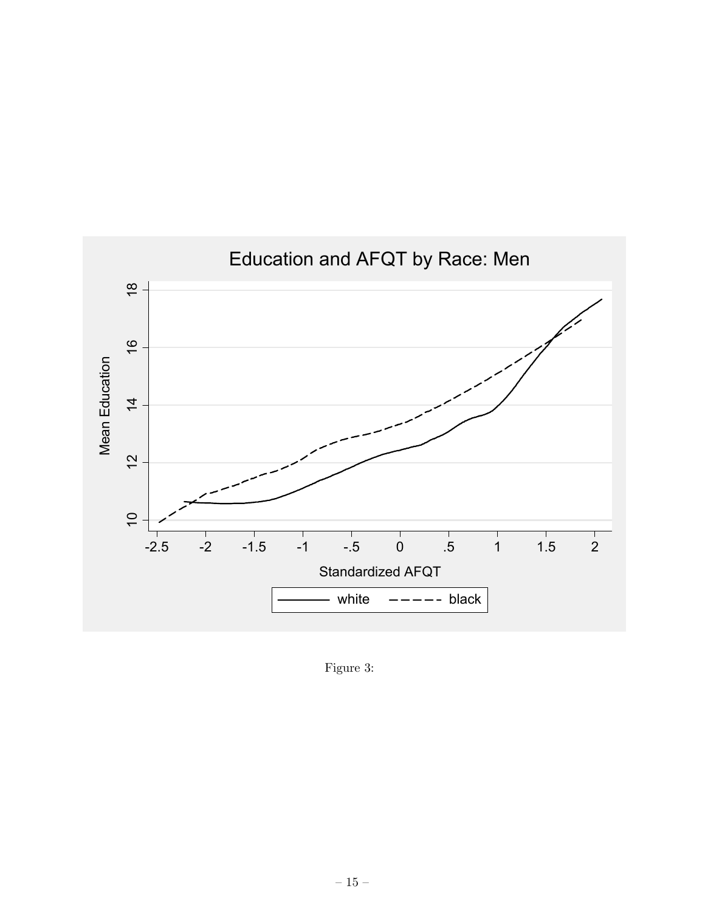Figure 3: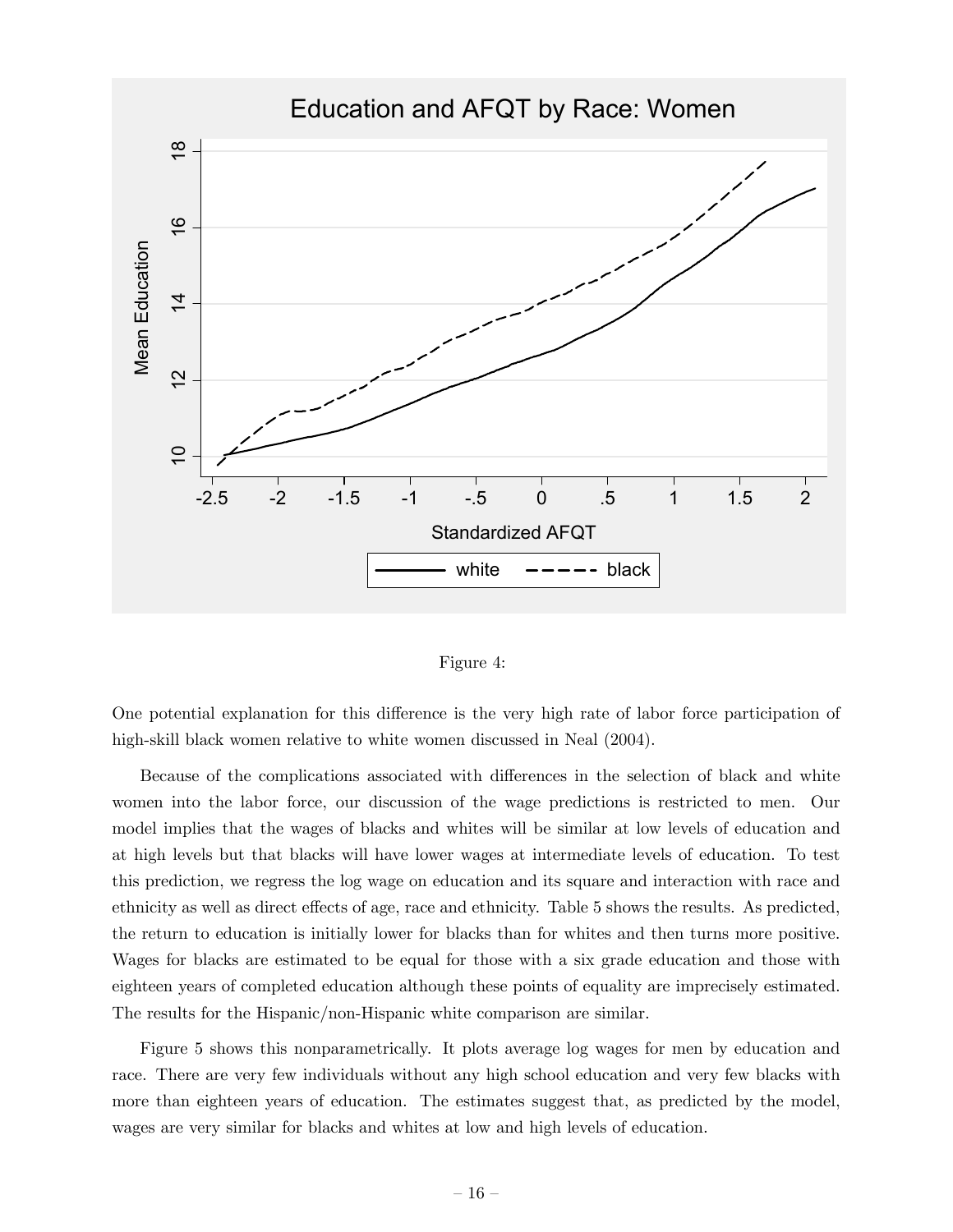Figure 4:

One potential explanation for this difference is the very high rate of labor force participation of high-skill black women relative to white women discussed in Neal (2004).

Because of the complications associated with differences in the selection of black and white women into the labor force, our discussion of the wage predictions is restricted to men. Our model implies that the wages of blacks and whites will be similar at low levels of education and at high levels but that blacks will have lower wages at intermediate levels of education. To test this prediction, we regress the log wage on education and its square and interaction with race and ethnicity as well as direct effects of age, race and ethnicity. Table 5 shows the results. As predicted, the return to education is initially lower for blacks than for whites and then turns more positive. Wages for blacks are estimated to be equal for those with a six grade education and those with eighteen years of completed education although these points of equality are imprecisely estimated. The results for the Hispanic/non-Hispanic white comparison are similar.

Figure 5 shows this nonparametrically. It plots average log wages for men by education and race. There are very few individuals without any high school education and very few blacks with more than eighteen years of education. The estimates suggest that, as predicted by the model, wages are very similar for blacks and whites at low and high levels of education.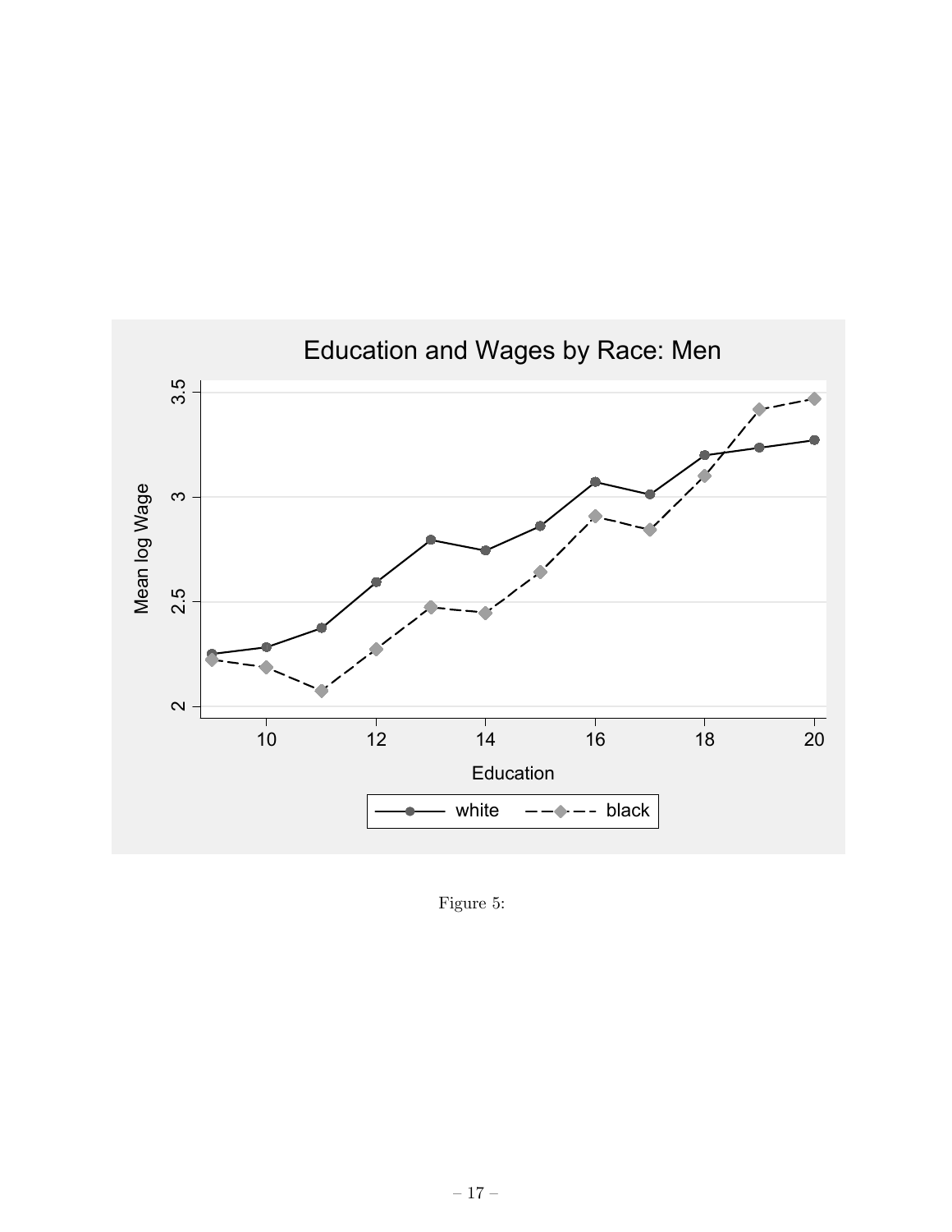Figure 5: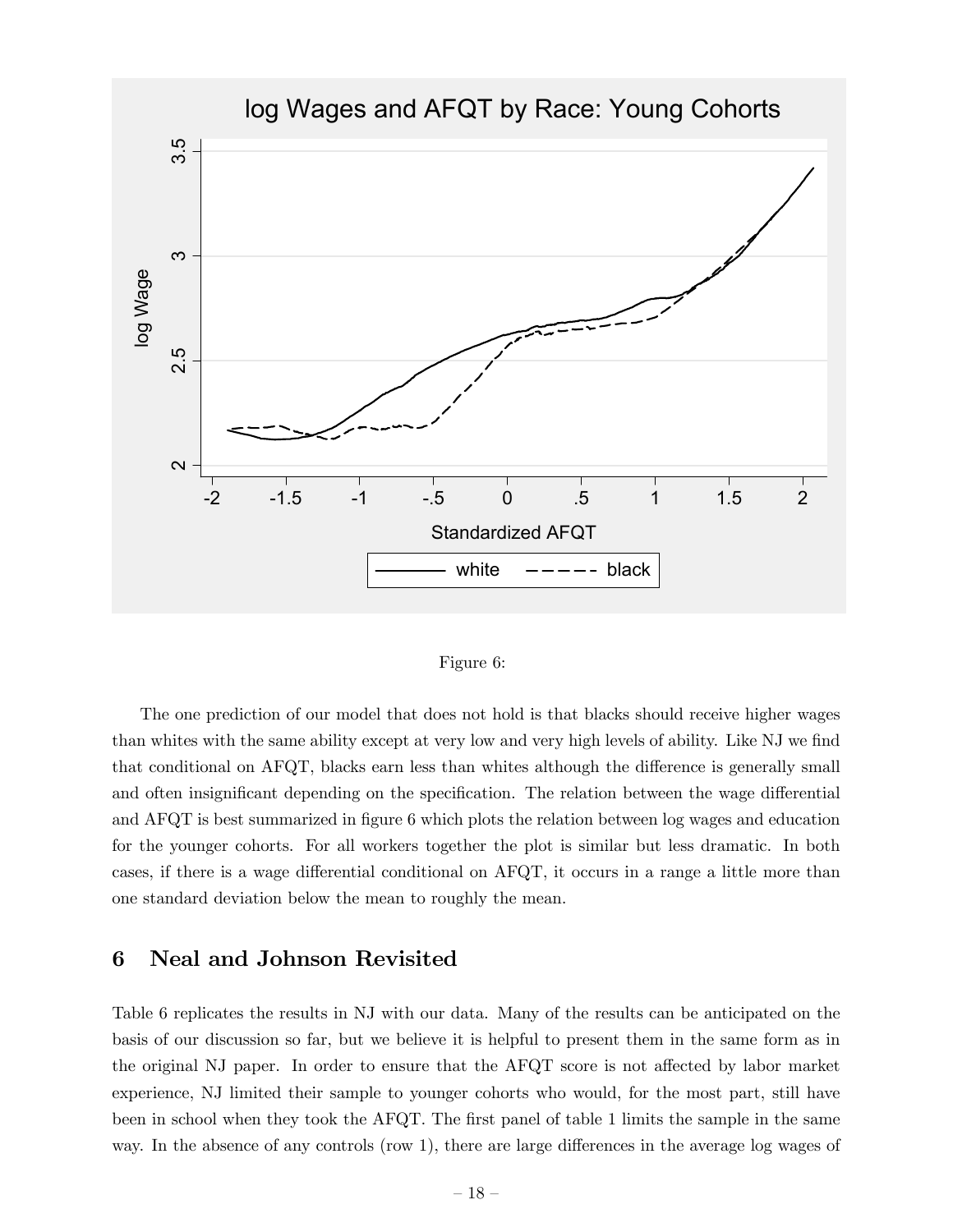Figure 6:

The one prediction of our model that does not hold is that blacks should receive higher wages than whites with the same ability except at very low and very high levels of ability. Like NJ we find that conditional on AFQT, blacks earn less than whites although the difference is generally small and often insignificant depending on the specification. The relation between the wage differential and AFQT is best summarized in figure 6 which plots the relation between log wages and education for the younger cohorts. For all workers together the plot is similar but less dramatic. In both cases, if there is a wage differential conditional on AFQT, it occurs in a range a little more than one standard deviation below the mean to roughly the mean.

## 6 Neal and Johnson Revisited

Table 6 replicates the results in NJ with our data. Many of the results can be anticipated on the basis of our discussion so far, but we believe it is helpful to present them in the same form as in the original NJ paper. In order to ensure that the AFQT score is not affected by labor market experience, NJ limited their sample to younger cohorts who would, for the most part, still have been in school when they took the AFQT. The first panel of table 1 limits the sample in the same way. In the absence of any controls (row 1), there are large differences in the average log wages of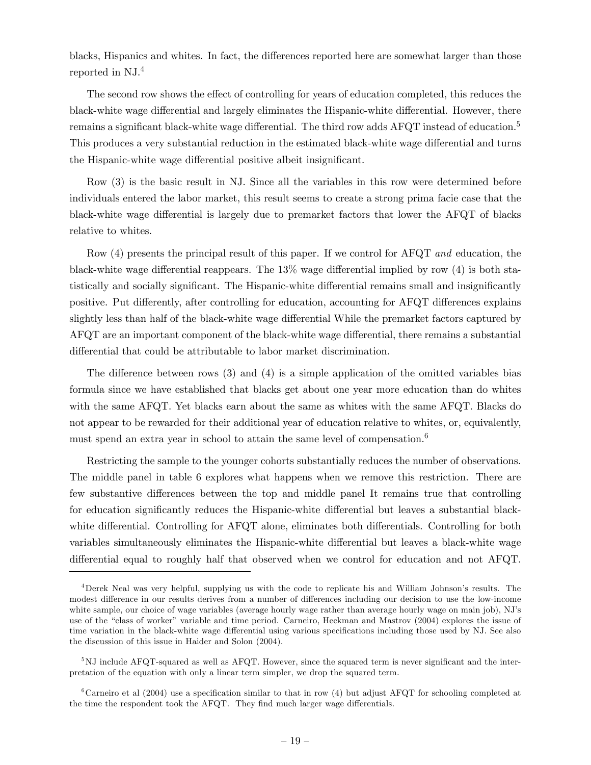blacks, Hispanics and whites. In fact, the differences reported here are somewhat larger than those reported in NJ.[4]

The second row shows the effect of controlling for years of education completed, this reduces the black-white wage differential and largely eliminates the Hispanic-white differential. However, there remains a significant black-white wage differential. The third row adds AFQT instead of education.[5] This produces a very substantial reduction in the estimated black-white wage differential and turns the Hispanic-white wage differential positive albeit insignificant.

Row (3) is the basic result in NJ. Since all the variables in this row were determined before individuals entered the labor market, this result seems to create a strong prima facie case that the black-white wage differential is largely due to premarket factors that lower the AFQT of blacks relative to whites.

Row (4) presents the principal result of this paper. If we control for AFQT *and* education, the black-white wage differential reappears. The 13% wage differential implied by row (4) is both statistically and socially significant. The Hispanic-white differential remains small and insignificantly positive. Put differently, after controlling for education, accounting for AFQT differences explains slightly less than half of the black-white wage differential While the premarket factors captured by AFQT are an important component of the black-white wage differential, there remains a substantial differential that could be attributable to labor market discrimination.

The difference between rows (3) and (4) is a simple application of the omitted variables bias formula since we have established that blacks get about one year more education than do whites with the same AFQT. Yet blacks earn about the same as whites with the same AFQT. Blacks do not appear to be rewarded for their additional year of education relative to whites, or, equivalently, must spend an extra year in school to attain the same level of compensation.[6]

Restricting the sample to the younger cohorts substantially reduces the number of observations. The middle panel in table 6 explores what happens when we remove this restriction. There are few substantive differences between the top and middle panel It remains true that controlling for education significantly reduces the Hispanic-white differential but leaves a substantial black-white differential. Controlling for AFQT alone, eliminates both differentials. Controlling for both variables simultaneously eliminates the Hispanic-white differential but leaves a black-white wage differential equal to roughly half that observed when we control for education and not AFQT.

---

[4] Derek Neal was very helpful, supplying us with the code to replicate his and William Johnson's results. The modest difference in our results derives from a number of differences including our decision to use the low-income white sample, our choice of wage variables (average hourly wage rather than average hourly wage on main job), NJ's use of the "class of worker" variable and time period. Carneiro, Heckman and Mastrov (2004) explores the issue of time variation in the black-white wage differential using various specifications including those used by NJ. See also the discussion of this issue in Haider and Solon (2004).

[5] NJ include AFQT-squared as well as AFQT. However, since the squared term is never significant and the interpretation of the equation with only a linear term simpler, we drop the squared term.

[6] Carneiro et al (2004) use a specification similar to that in row (4) but adjust AFQT for schooling completed at the time the respondent took the AFQT. They find much larger wage differentials.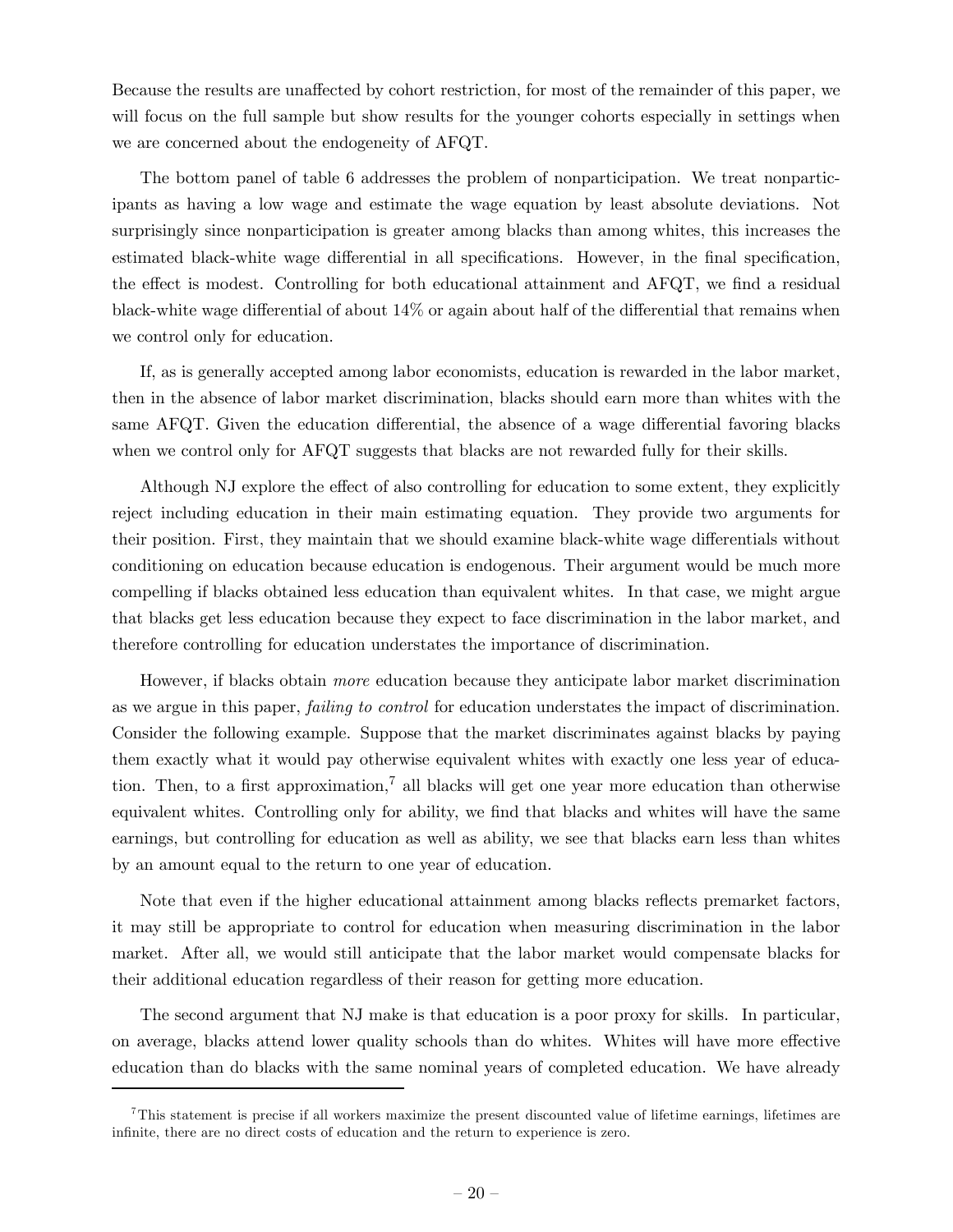Because the results are unaffected by cohort restriction, for most of the remainder of this paper, we will focus on the full sample but show results for the younger cohorts especially in settings when we are concerned about the endogeneity of AFQT.

The bottom panel of table 6 addresses the problem of nonparticipation. We treat nonparticipants as having a low wage and estimate the wage equation by least absolute deviations. Not surprisingly since nonparticipation is greater among blacks than among whites, this increases the estimated black-white wage differential in all specifications. However, in the final specification, the effect is modest. Controlling for both educational attainment and AFQT, we find a residual black-white wage differential of about 14% or again about half of the differential that remains when we control only for education.

If, as is generally accepted among labor economists, education is rewarded in the labor market, then in the absence of labor market discrimination, blacks should earn more than whites with the same AFQT. Given the education differential, the absence of a wage differential favoring blacks when we control only for AFQT suggests that blacks are not rewarded fully for their skills.

Although NJ explore the effect of also controlling for education to some extent, they explicitly reject including education in their main estimating equation. They provide two arguments for their position. First, they maintain that we should examine black-white wage differentials without conditioning on education because education is endogenous. Their argument would be much more compelling if blacks obtained less education than equivalent whites. In that case, we might argue that blacks get less education because they expect to face discrimination in the labor market, and therefore controlling for education understates the importance of discrimination.

However, if blacks obtain *more* education because they anticipate labor market discrimination as we argue in this paper, *failing to control* for education understates the impact of discrimination. Consider the following example. Suppose that the market discriminates against blacks by paying them exactly what it would pay otherwise equivalent whites with exactly one less year of education. Then, to a first approximation,[7] all blacks will get one year more education than otherwise equivalent whites. Controlling only for ability, we find that blacks and whites will have the same earnings, but controlling for education as well as ability, we see that blacks earn less than whites by an amount equal to the return to one year of education.

Note that even if the higher educational attainment among blacks reflects premarket factors, it may still be appropriate to control for education when measuring discrimination in the labor market. After all, we would still anticipate that the labor market would compensate blacks for their additional education regardless of their reason for getting more education.

The second argument that NJ make is that education is a poor proxy for skills. In particular, on average, blacks attend lower quality schools than do whites. Whites will have more effective education than do blacks with the same nominal years of completed education. We have already

[7] This statement is precise if all workers maximize the present discounted value of lifetime earnings, lifetimes are infinite, there are no direct costs of education and the return to experience is zero.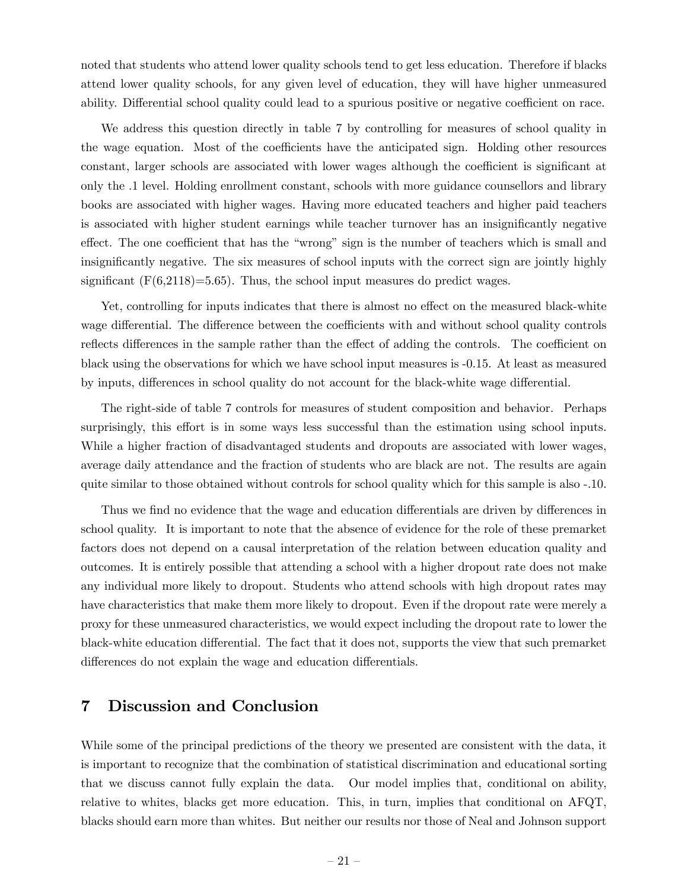noted that students who attend lower quality schools tend to get less education. Therefore if blacks attend lower quality schools, for any given level of education, they will have higher unmeasured ability. Differential school quality could lead to a spurious positive or negative coefficient on race.

We address this question directly in table 7 by controlling for measures of school quality in the wage equation. Most of the coefficients have the anticipated sign. Holding other resources constant, larger schools are associated with lower wages although the coefficient is significant at only the .1 level. Holding enrollment constant, schools with more guidance counsellors and library books are associated with higher wages. Having more educated teachers and higher paid teachers is associated with higher student earnings while teacher turnover has an insignificantly negative effect. The one coefficient that has the "wrong" sign is the number of teachers which is small and insignificantly negative. The six measures of school inputs with the correct sign are jointly highly significant ($F(6,2118)=5.65$). Thus, the school input measures do predict wages.

Yet, controlling for inputs indicates that there is almost no effect on the measured black-white wage differential. The difference between the coefficients with and without school quality controls reflects differences in the sample rather than the effect of adding the controls. The coefficient on black using the observations for which we have school input measures is -0.15. At least as measured by inputs, differences in school quality do not account for the black-white wage differential.

The right-side of table 7 controls for measures of student composition and behavior. Perhaps surprisingly, this effort is in some ways less successful than the estimation using school inputs. While a higher fraction of disadvantaged students and dropouts are associated with lower wages, average daily attendance and the fraction of students who are black are not. The results are again quite similar to those obtained without controls for school quality which for this sample is also -.10.

Thus we find no evidence that the wage and education differentials are driven by differences in school quality. It is important to note that the absence of evidence for the role of these premarket factors does not depend on a causal interpretation of the relation between education quality and outcomes. It is entirely possible that attending a school with a higher dropout rate does not make any individual more likely to dropout. Students who attend schools with high dropout rates may have characteristics that make them more likely to dropout. Even if the dropout rate were merely a proxy for these unmeasured characteristics, we would expect including the dropout rate to lower the black-white education differential. The fact that it does not, supports the view that such premarket differences do not explain the wage and education differentials.

## 7 Discussion and Conclusion

While some of the principal predictions of the theory we presented are consistent with the data, it is important to recognize that the combination of statistical discrimination and educational sorting that we discuss cannot fully explain the data. Our model implies that, conditional on ability, relative to whites, blacks get more education. This, in turn, implies that conditional on AFQT, blacks should earn more than whites. But neither our results nor those of Neal and Johnson support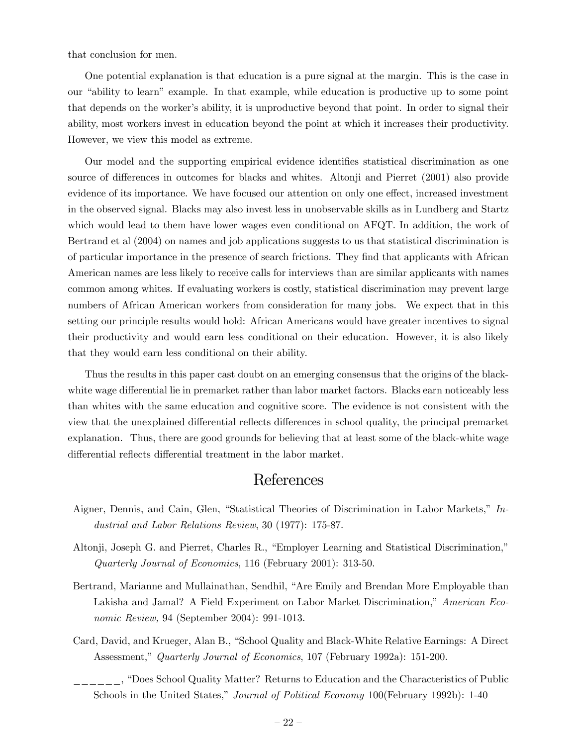that conclusion for men.

One potential explanation is that education is a pure signal at the margin. This is the case in our "ability to learn" example. In that example, while education is productive up to some point that depends on the worker's ability, it is unproductive beyond that point. In order to signal their ability, most workers invest in education beyond the point at which it increases their productivity. However, we view this model as extreme.

Our model and the supporting empirical evidence identifies statistical discrimination as one source of differences in outcomes for blacks and whites. Altonji and Pierret (2001) also provide evidence of its importance. We have focused our attention on only one effect, increased investment in the observed signal. Blacks may also invest less in unobservable skills as in Lundberg and Startz which would lead to them have lower wages even conditional on AFQT. In addition, the work of Bertrand et al (2004) on names and job applications suggests to us that statistical discrimination is of particular importance in the presence of search frictions. They find that applicants with African American names are less likely to receive calls for interviews than are similar applicants with names common among whites. If evaluating workers is costly, statistical discrimination may prevent large numbers of African American workers from consideration for many jobs. We expect that in this setting our principle results would hold: African Americans would have greater incentives to signal their productivity and would earn less conditional on their education. However, it is also likely that they would earn less conditional on their ability.

Thus the results in this paper cast doubt on an emerging consensus that the origins of the black-white wage differential lie in premarket rather than labor market factors. Blacks earn noticeably less than whites with the same education and cognitive score. The evidence is not consistent with the view that the unexplained differential reflects differences in school quality, the principal premarket explanation. Thus, there are good grounds for believing that at least some of the black-white wage differential reflects differential treatment in the labor market.

# References

Aigner, Dennis, and Cain, Glen, "Statistical Theories of Discrimination in Labor Markets," *Industrial and Labor Relations Review*, 30 (1977): 175-87.

Altonji, Joseph G. and Pierret, Charles R., "Employer Learning and Statistical Discrimination," *Quarterly Journal of Economics*, 116 (February 2001): 313-50.

Bertrand, Marianne and Mullainathan, Sendhil, "Are Emily and Brendan More Employable than Lakisha and Jamal? A Field Experiment on Labor Market Discrimination," *American Economic Review,* 94 (September 2004): 991-1013.

Card, David, and Krueger, Alan B., "School Quality and Black-White Relative Earnings: A Direct Assessment," *Quarterly Journal of Economics*, 107 (February 1992a): 151-200.

\_\_\_\_\_\_, "Does School Quality Matter? Returns to Education and the Characteristics of Public Schools in the United States," *Journal of Political Economy* 100(February 1992b): 1-40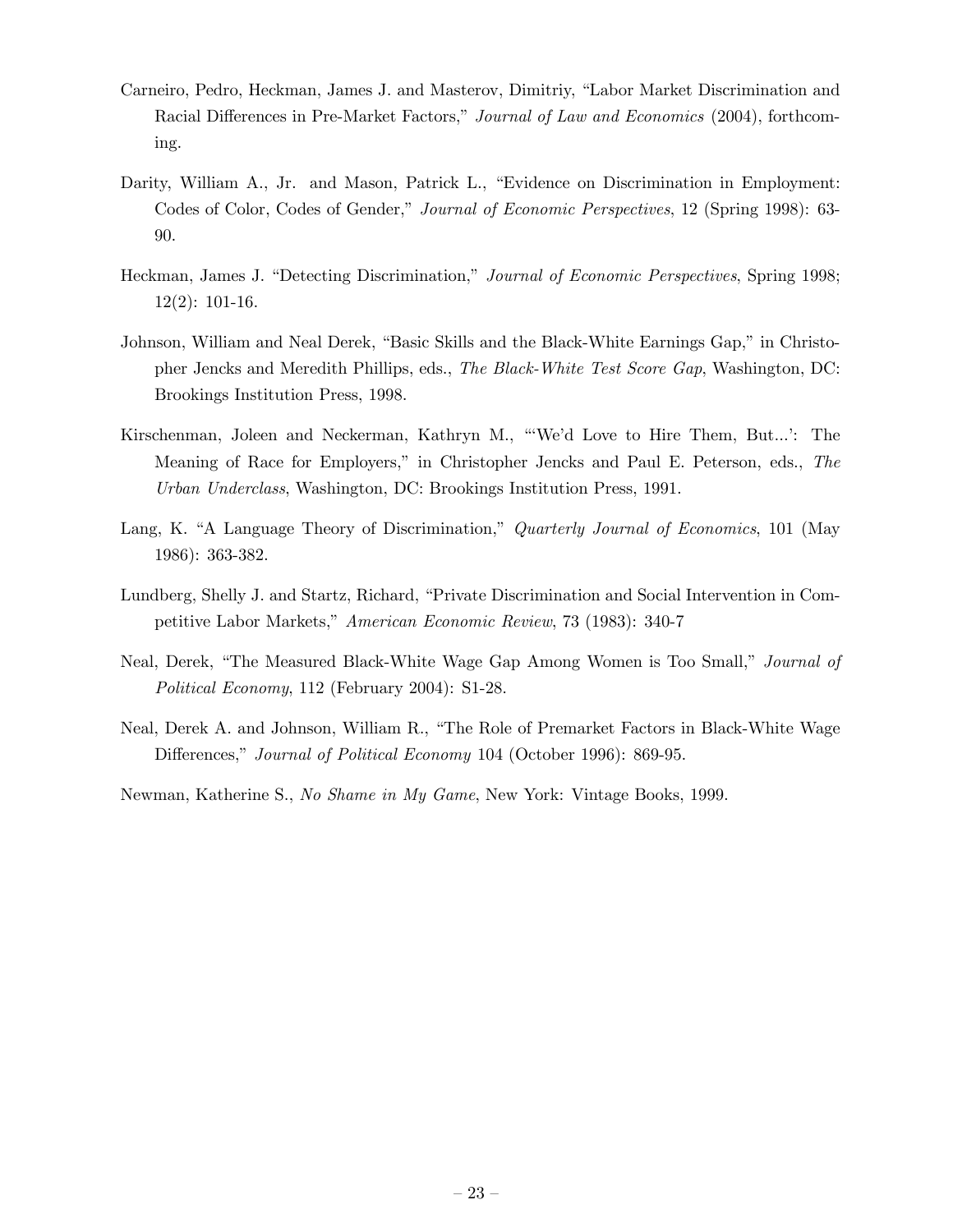Carneiro, Pedro, Heckman, James J. and Masterov, Dimitriy, "Labor Market Discrimination and Racial Differences in Pre-Market Factors," *Journal of Law and Economics* (2004), forthcoming.

Darity, William A., Jr. and Mason, Patrick L., "Evidence on Discrimination in Employment: Codes of Color, Codes of Gender," *Journal of Economic Perspectives*, 12 (Spring 1998): 63-90.

Heckman, James J. "Detecting Discrimination," *Journal of Economic Perspectives*, Spring 1998; 12(2): 101-16.

Johnson, William and Neal Derek, "Basic Skills and the Black-White Earnings Gap," in Christopher Jencks and Meredith Phillips, eds., *The Black-White Test Score Gap*, Washington, DC: Brookings Institution Press, 1998.

Kirschenman, Joleen and Neckerman, Kathryn M., "'We'd Love to Hire Them, But...': The Meaning of Race for Employers," in Christopher Jencks and Paul E. Peterson, eds., *The Urban Underclass*, Washington, DC: Brookings Institution Press, 1991.

Lang, K. "A Language Theory of Discrimination," *Quarterly Journal of Economics*, 101 (May 1986): 363-382.

Lundberg, Shelly J. and Startz, Richard, "Private Discrimination and Social Intervention in Competitive Labor Markets," *American Economic Review*, 73 (1983): 340-7

Neal, Derek, "The Measured Black-White Wage Gap Among Women is Too Small," *Journal of Political Economy*, 112 (February 2004): S1-28.

Neal, Derek A. and Johnson, William R., "The Role of Premarket Factors in Black-White Wage Differences," *Journal of Political Economy* 104 (October 1996): 869-95.

Newman, Katherine S., *No Shame in My Game*, New York: Vintage Books, 1999.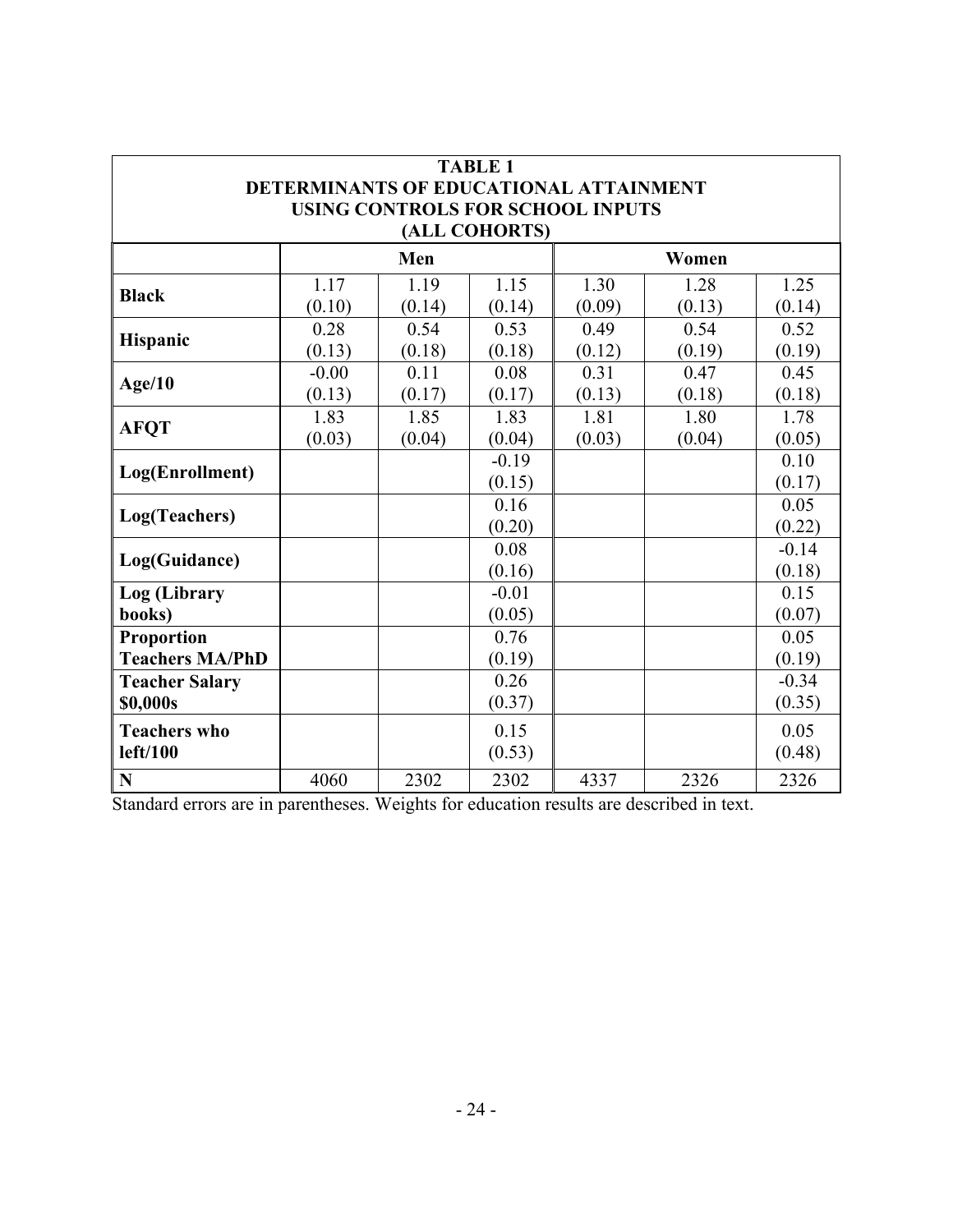**TABLE 1**
**DETERMINANTS OF EDUCATIONAL ATTAINMENT**
**USING CONTROLS FOR SCHOOL INPUTS**
**(ALL COHORTS)**

| | Men | | | Women | | |
|---|---|---|---|---|---|---|
| **Black** | 1.17<br>(0.10) | 1.19<br>(0.14) | 1.15<br>(0.14) | 1.30<br>(0.09) | 1.28<br>(0.13) | 1.25<br>(0.14) |
| **Hispanic** | 0.28<br>(0.13) | 0.54<br>(0.18) | 0.53<br>(0.18) | 0.49<br>(0.12) | 0.54<br>(0.19) | 0.52<br>(0.19) |
| **Age/10** | -0.00<br>(0.13) | 0.11<br>(0.17) | 0.08<br>(0.17) | 0.31<br>(0.13) | 0.47<br>(0.18) | 0.45<br>(0.18) |
| **AFQT** | 1.83<br>(0.03) | 1.85<br>(0.04) | 1.83<br>(0.04) | 1.81<br>(0.03) | 1.80<br>(0.04) | 1.78<br>(0.05) |
| **Log(Enrollment)** | | | -0.19<br>(0.15) | | | 0.10<br>(0.17) |
| **Log(Teachers)** | | | 0.16<br>(0.20) | | | 0.05<br>(0.22) |
| **Log(Guidance)** | | | 0.08<br>(0.16) | | | -0.14<br>(0.18) |
| **Log (Library books)** | | | -0.01<br>(0.05) | | | 0.15<br>(0.07) |
| **Proportion Teachers MA/PhD** | | | 0.76<br>(0.19) | | | 0.05<br>(0.19) |
| **Teacher Salary $0,000s** | | | 0.26<br>(0.37) | | | -0.34<br>(0.35) |
| **Teachers who left/100** | | | 0.15<br>(0.53) | | | 0.05<br>(0.48) |
| **N** | 4060 | 2302 | 2302 | 4337 | 2326 | 2326 |

Standard errors are in parentheses. Weights for education results are described in text.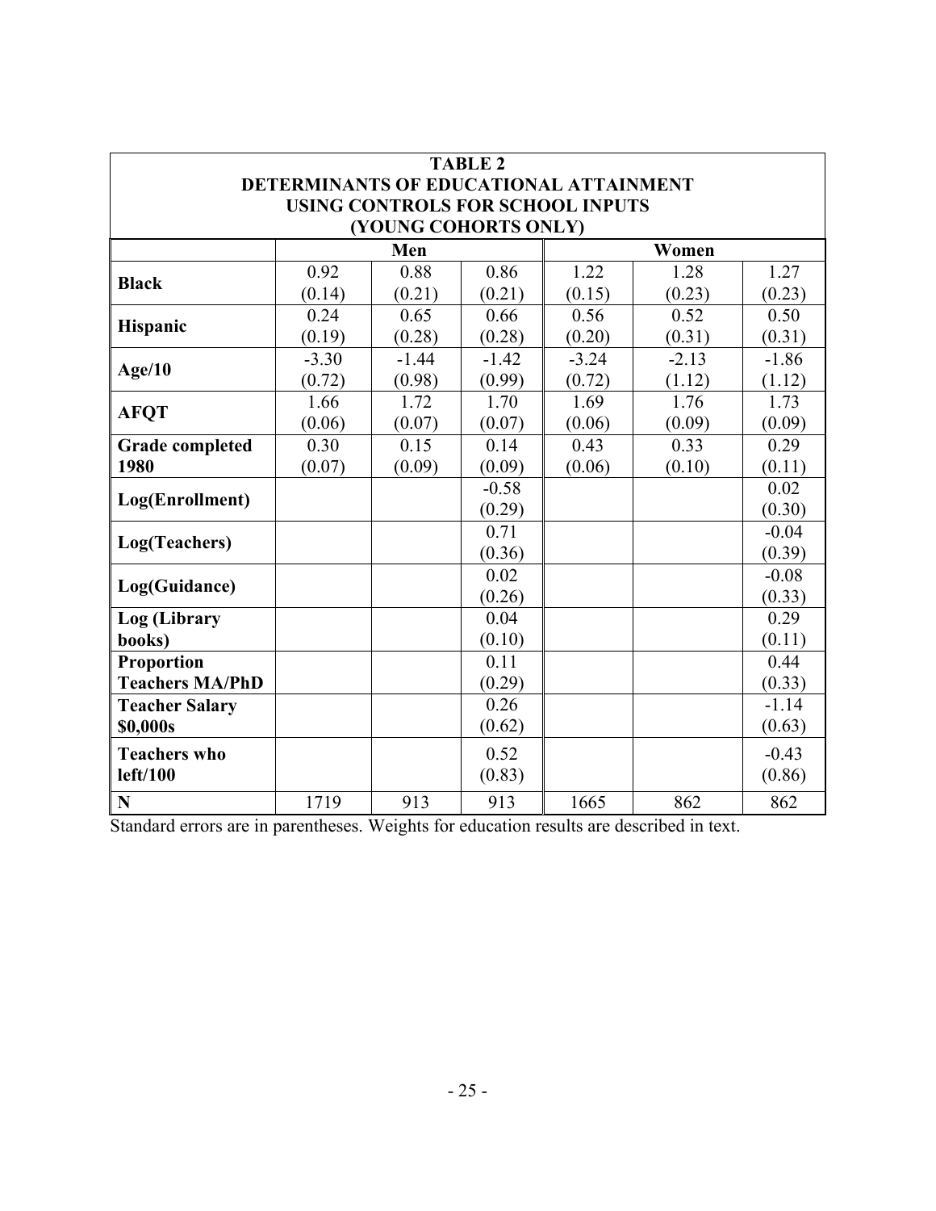**TABLE 2**
**DETERMINANTS OF EDUCATIONAL ATTAINMENT**
**USING CONTROLS FOR SCHOOL INPUTS**
**(YOUNG COHORTS ONLY)**

| | Men | | | Women | | |
|---|---|---|---|---|---|---|
| **Black** | 0.92 (0.14) | 0.88 (0.21) | 0.86 (0.21) | 1.22 (0.15) | 1.28 (0.23) | 1.27 (0.23) |
| **Hispanic** | 0.24 (0.19) | 0.65 (0.28) | 0.66 (0.28) | 0.56 (0.20) | 0.52 (0.31) | 0.50 (0.31) |
| **Age/10** | -3.30 (0.72) | -1.44 (0.98) | -1.42 (0.99) | -3.24 (0.72) | -2.13 (1.12) | -1.86 (1.12) |
| **AFQT** | 1.66 (0.06) | 1.72 (0.07) | 1.70 (0.07) | 1.69 (0.06) | 1.76 (0.09) | 1.73 (0.09) |
| **Grade completed 1980** | 0.30 (0.07) | 0.15 (0.09) | 0.14 (0.09) | 0.43 (0.06) | 0.33 (0.10) | 0.29 (0.11) |
| **Log(Enrollment)** | | | -0.58 (0.29) | | | 0.02 (0.30) |
| **Log(Teachers)** | | | 0.71 (0.36) | | | -0.04 (0.39) |
| **Log(Guidance)** | | | 0.02 (0.26) | | | -0.08 (0.33) |
| **Log (Library books)** | | | 0.04 (0.10) | | | 0.29 (0.11) |
| **Proportion Teachers MA/PhD** | | | 0.11 (0.29) | | | 0.44 (0.33) |
| **Teacher Salary $0,000s** | | | 0.26 (0.62) | | | -1.14 (0.63) |
| **Teachers who left/100** | | | 0.52 (0.83) | | | -0.43 (0.86) |
| **N** | 1719 | 913 | 913 | 1665 | 862 | 862 |

Standard errors are in parentheses. Weights for education results are described in text.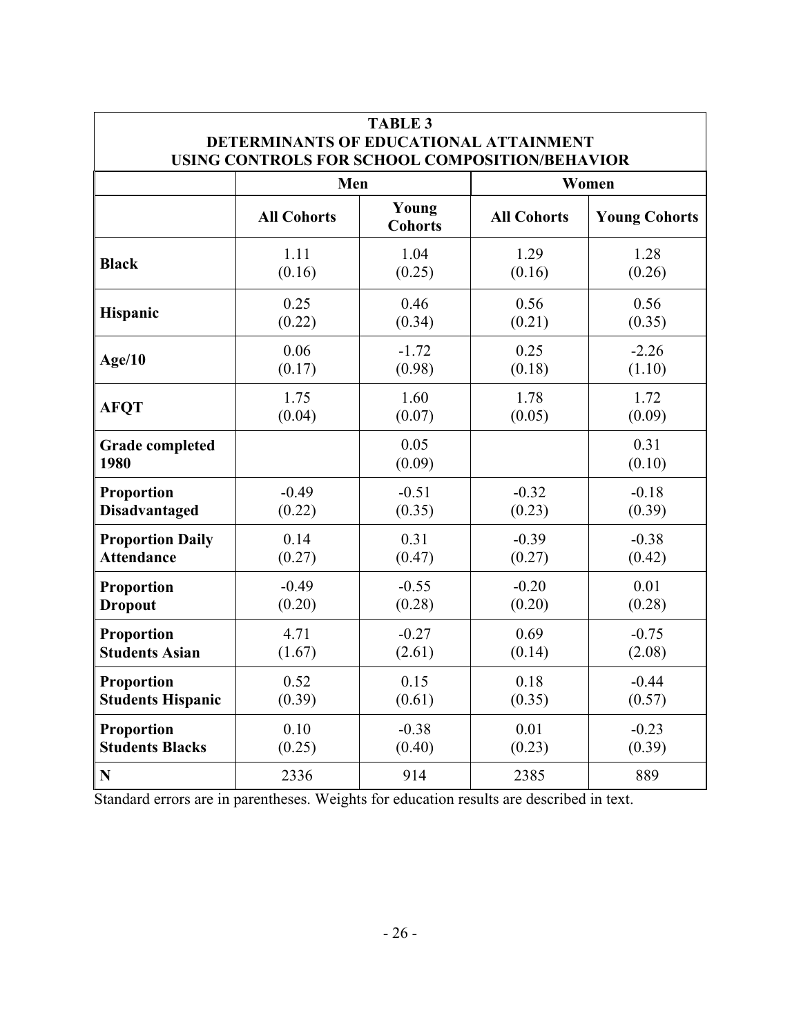**TABLE 3**
**DETERMINANTS OF EDUCATIONAL ATTAINMENT**
**USING CONTROLS FOR SCHOOL COMPOSITION/BEHAVIOR**

| | Men | | Women | |
|---|---|---|---|---|
| | **All Cohorts** | **Young Cohorts** | **All Cohorts** | **Young Cohorts** |
| **Black** | 1.11<br>(0.16) | 1.04<br>(0.25) | 1.29<br>(0.16) | 1.28<br>(0.26) |
| **Hispanic** | 0.25<br>(0.22) | 0.46<br>(0.34) | 0.56<br>(0.21) | 0.56<br>(0.35) |
| **Age/10** | 0.06<br>(0.17) | -1.72<br>(0.98) | 0.25<br>(0.18) | -2.26<br>(1.10) |
| **AFQT** | 1.75<br>(0.04) | 1.60<br>(0.07) | 1.78<br>(0.05) | 1.72<br>(0.09) |
| **Grade completed 1980** | | 0.05<br>(0.09) | | 0.31<br>(0.10) |
| **Proportion Disadvantaged** | -0.49<br>(0.22) | -0.51<br>(0.35) | -0.32<br>(0.23) | -0.18<br>(0.39) |
| **Proportion Daily Attendance** | 0.14<br>(0.27) | 0.31<br>(0.47) | -0.39<br>(0.27) | -0.38<br>(0.42) |
| **Proportion Dropout** | -0.49<br>(0.20) | -0.55<br>(0.28) | -0.20<br>(0.20) | 0.01<br>(0.28) |
| **Proportion Students Asian** | 4.71<br>(1.67) | -0.27<br>(2.61) | 0.69<br>(0.14) | -0.75<br>(2.08) |
| **Proportion Students Hispanic** | 0.52<br>(0.39) | 0.15<br>(0.61) | 0.18<br>(0.35) | -0.44<br>(0.57) |
| **Proportion Students Blacks** | 0.10<br>(0.25) | -0.38<br>(0.40) | 0.01<br>(0.23) | -0.23<br>(0.39) |
| **N** | 2336 | 914 | 2385 | 889 |

Standard errors are in parentheses. Weights for education results are described in text.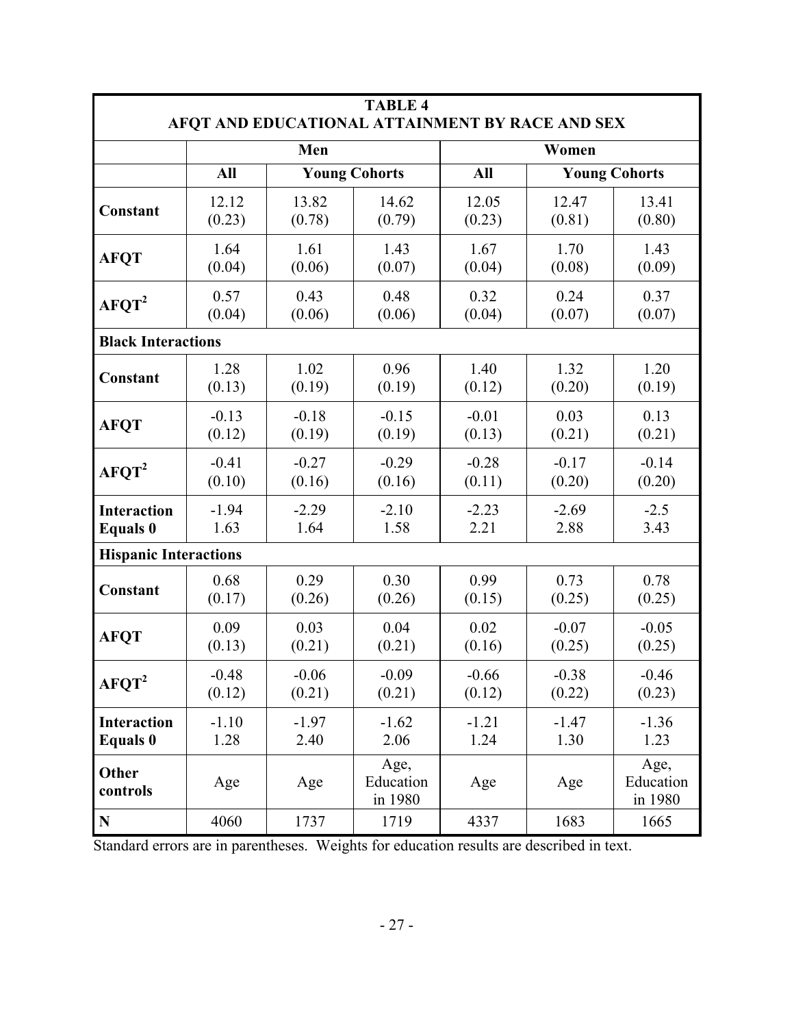**TABLE 4**
**AFQT AND EDUCATIONAL ATTAINMENT BY RACE AND SEX**

| | Men | | | Women | | |
|---|---|---|---|---|---|---|
| | **All** | **Young Cohorts** | | **All** | **Young Cohorts** | |
| **Constant** | 12.12<br>(0.23) | 13.82<br>(0.78) | 14.62<br>(0.79) | 12.05<br>(0.23) | 12.47<br>(0.81) | 13.41<br>(0.80) |
| **AFQT** | 1.64<br>(0.04) | 1.61<br>(0.06) | 1.43<br>(0.07) | 1.67<br>(0.04) | 1.70<br>(0.08) | 1.43<br>(0.09) |
| **$AFQT^2$** | 0.57<br>(0.04) | 0.43<br>(0.06) | 0.48<br>(0.06) | 0.32<br>(0.04) | 0.24<br>(0.07) | 0.37<br>(0.07) |
| **Black Interactions** | | | | | | |
| **Constant** | 1.28<br>(0.13) | 1.02<br>(0.19) | 0.96<br>(0.19) | 1.40<br>(0.12) | 1.32<br>(0.20) | 1.20<br>(0.19) |
| **AFQT** | -0.13<br>(0.12) | -0.18<br>(0.19) | -0.15<br>(0.19) | -0.01<br>(0.13) | 0.03<br>(0.21) | 0.13<br>(0.21) |
| **$AFQT^2$** | -0.41<br>(0.10) | -0.27<br>(0.16) | -0.29<br>(0.16) | -0.28<br>(0.11) | -0.17<br>(0.20) | -0.14<br>(0.20) |
| **Interaction Equals 0** | -1.94<br>1.63 | -2.29<br>1.64 | -2.10<br>1.58 | -2.23<br>2.21 | -2.69<br>2.88 | -2.5<br>3.43 |
| **Hispanic Interactions** | | | | | | |
| **Constant** | 0.68<br>(0.17) | 0.29<br>(0.26) | 0.30<br>(0.26) | 0.99<br>(0.15) | 0.73<br>(0.25) | 0.78<br>(0.25) |
| **AFQT** | 0.09<br>(0.13) | 0.03<br>(0.21) | 0.04<br>(0.21) | 0.02<br>(0.16) | -0.07<br>(0.25) | -0.05<br>(0.25) |
| **$AFQT^2$** | -0.48<br>(0.12) | -0.06<br>(0.21) | -0.09<br>(0.21) | -0.66<br>(0.12) | -0.38<br>(0.22) | -0.46<br>(0.23) |
| **Interaction Equals 0** | -1.10<br>1.28 | -1.97<br>2.40 | -1.62<br>2.06 | -1.21<br>1.24 | -1.47<br>1.30 | -1.36<br>1.23 |
| **Other controls** | Age | Age | Age, Education in 1980 | Age | Age | Age, Education in 1980 |
| **N** | 4060 | 1737 | 1719 | 4337 | 1683 | 1665 |

Standard errors are in parentheses. Weights for education results are described in text.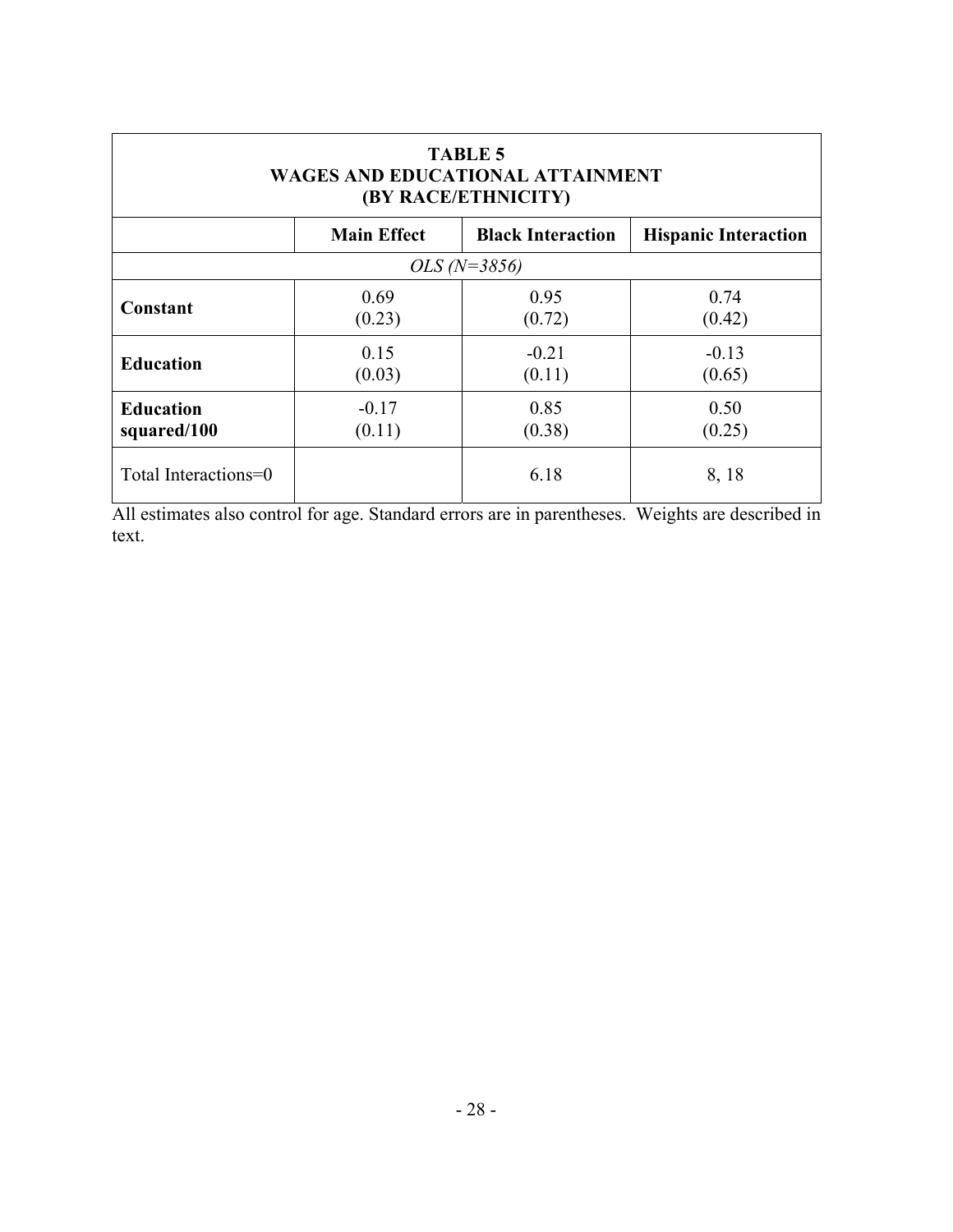| TABLE 5<br>WAGES AND EDUCATIONAL ATTAINMENT<br>(BY RACE/ETHNICITY) | | | |
|---|---|---|---|
| | **Main Effect** | **Black Interaction** | **Hispanic Interaction** |
| | *OLS (N=3856)* | | |
| **Constant** | 0.69<br>(0.23) | 0.95<br>(0.72) | 0.74<br>(0.42) |
| **Education** | 0.15<br>(0.03) | -0.21<br>(0.11) | -0.13<br>(0.65) |
| **Education squared/100** | -0.17<br>(0.11) | 0.85<br>(0.38) | 0.50<br>(0.25) |
| Total Interactions=0 | | 6.18 | 8, 18 |

All estimates also control for age. Standard errors are in parentheses. Weights are described in text.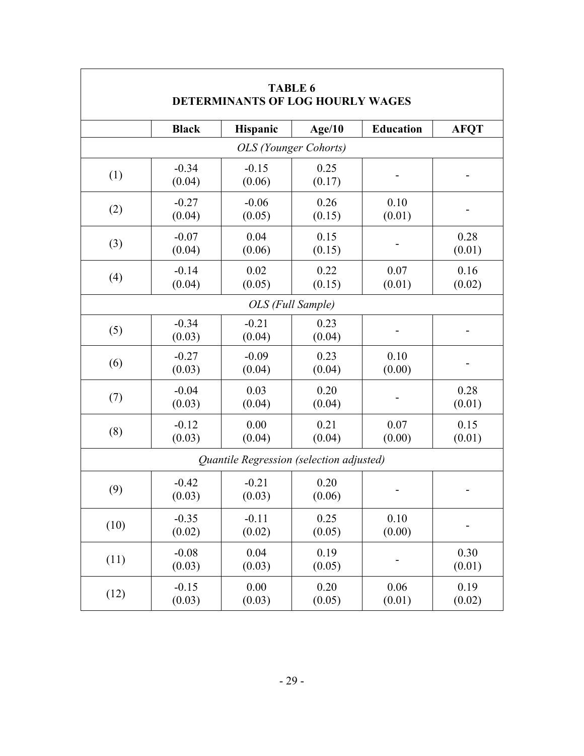## TABLE 6
## DETERMINANTS OF LOG HOURLY WAGES

| | Black | Hispanic | Age/10 | Education | AFQT |
|---|---|---|---|---|---|
| *OLS (Younger Cohorts)* | | | | | |
| (1) | -0.34<br>(0.04) | -0.15<br>(0.06) | 0.25<br>(0.17) | - | - |
| (2) | -0.27<br>(0.04) | -0.06<br>(0.05) | 0.26<br>(0.15) | 0.10<br>(0.01) | - |
| (3) | -0.07<br>(0.04) | 0.04<br>(0.06) | 0.15<br>(0.15) | - | 0.28<br>(0.01) |
| (4) | -0.14<br>(0.04) | 0.02<br>(0.05) | 0.22<br>(0.15) | 0.07<br>(0.01) | 0.16<br>(0.02) |
| *OLS (Full Sample)* | | | | | |
| (5) | -0.34<br>(0.03) | -0.21<br>(0.04) | 0.23<br>(0.04) | - | - |
| (6) | -0.27<br>(0.03) | -0.09<br>(0.04) | 0.23<br>(0.04) | 0.10<br>(0.00) | - |
| (7) | -0.04<br>(0.03) | 0.03<br>(0.04) | 0.20<br>(0.04) | - | 0.28<br>(0.01) |
| (8) | -0.12<br>(0.03) | 0.00<br>(0.04) | 0.21<br>(0.04) | 0.07<br>(0.00) | 0.15<br>(0.01) |
| *Quantile Regression (selection adjusted)* | | | | | |
| (9) | -0.42<br>(0.03) | -0.21<br>(0.03) | 0.20<br>(0.06) | - | - |
| (10) | -0.35<br>(0.02) | -0.11<br>(0.02) | 0.25<br>(0.05) | 0.10<br>(0.00) | - |
| (11) | -0.08<br>(0.03) | 0.04<br>(0.03) | 0.19<br>(0.05) | - | 0.30<br>(0.01) |
| (12) | -0.15<br>(0.03) | 0.00<br>(0.03) | 0.20<br>(0.05) | 0.06<br>(0.01) | 0.19<br>(0.02) |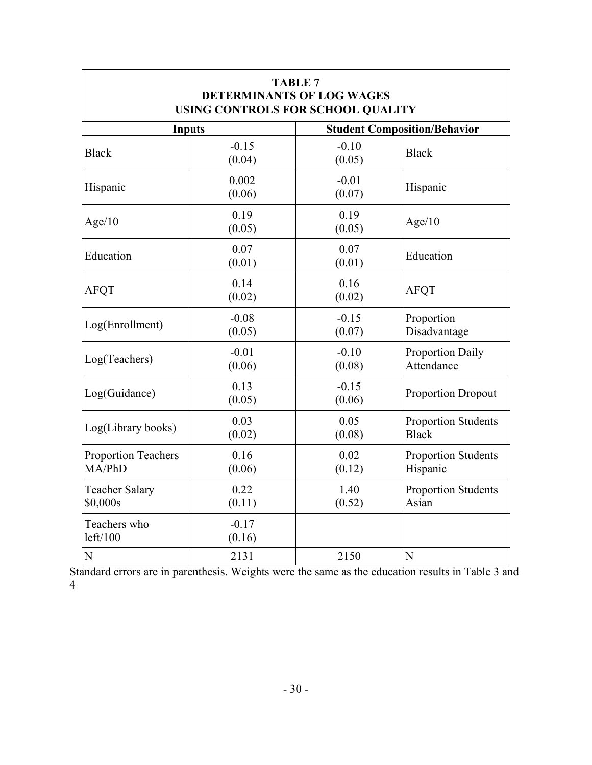**TABLE 7**
**DETERMINANTS OF LOG WAGES**
**USING CONTROLS FOR SCHOOL QUALITY**

| **Inputs** | | **Student Composition/Behavior** | |
|---|---|---|---|
| Black | -0.15 (0.04) | -0.10 (0.05) | Black |
| Hispanic | 0.002 (0.06) | -0.01 (0.07) | Hispanic |
| Age/10 | 0.19 (0.05) | 0.19 (0.05) | Age/10 |
| Education | 0.07 (0.01) | 0.07 (0.01) | Education |
| AFQT | 0.14 (0.02) | 0.16 (0.02) | AFQT |
| Log(Enrollment) | -0.08 (0.05) | -0.15 (0.07) | Proportion Disadvantage |
| Log(Teachers) | -0.01 (0.06) | -0.10 (0.08) | Proportion Daily Attendance |
| Log(Guidance) | 0.13 (0.05) | -0.15 (0.06) | Proportion Dropout |
| Log(Library books) | 0.03 (0.02) | 0.05 (0.08) | Proportion Students Black |
| Proportion Teachers MA/PhD | 0.16 (0.06) | 0.02 (0.12) | Proportion Students Hispanic |
| Teacher Salary $0,000s | 0.22 (0.11) | 1.40 (0.52) | Proportion Students Asian |
| Teachers who left/100 | -0.17 (0.16) | | |
| N | 2131 | 2150 | N |

Standard errors are in parenthesis. Weights were the same as the education results in Table 3 and 4